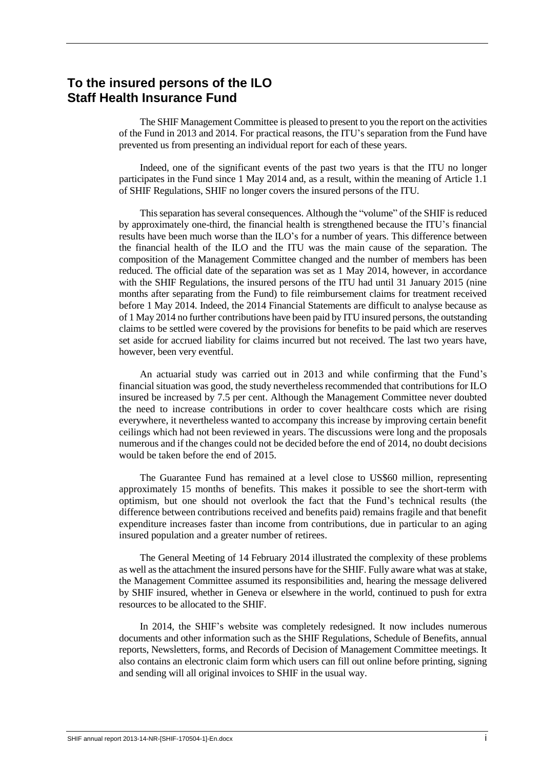## To the insured persons of the ILO Staff Health Insurance Fund

The SHIF Management Committee is pleased to present to you the report on the activities of the Fund in 2013 and 2014. For practical reasons, the ITU's separation from the Fund have prevented us from presenting an individual report for each of these years.

Indeed, one of the significant events of the past two years is that the ITU no longer participates in the Fund since 1 May 2014 and, as a result, within the meaning of Article 1.1 of SHIF Regulations, SHIF no longer covers the insured persons of the ITU.

This separation has several consequences. Although the "volume" of the SHIF is reduced by approximately one-third, the financial health is strengthened because the ITU's financial results have been much worse than the ILO's for a number of years. This difference between the financial health of the ILO and the ITU was the main cause of the separation. The composition of the Management Committee changed and the number of members has been reduced. The official date of the separation was set as 1 May 2014, however, in accordance with the SHIF Regulations, the insured persons of the ITU had until 31 January 2015 (nine months after separating from the Fund) to file reimbursement claims for treatment received before 1 May 2014. Indeed, the 2014 Financial Statements are difficult to analyse because as of 1 May 2014 no further contributions have been paid by ITU insured persons, the outstanding claims to be settled were covered by the provisions for benefits to be paid which are reserves set aside for accrued liability for claims incurred but not received. The last two years have, however, been very eventful.

An actuarial study was carried out in 2013 and while confirming that the Fund's financial situation was good, the study nevertheless recommended that contributions for ILO insured be increased by 7.5 per cent. Although the Management Committee never doubted the need to increase contributions in order to cover healthcare costs which are rising everywhere, it nevertheless wanted to accompany this increase by improving certain benefit ceilings which had not been reviewed in years. The discussions were long and the proposals numerous and if the changes could not be decided before the end of 2014, no doubt decisions would be taken before the end of 2015.

The Guarantee Fund has remained at a level close to US$60 million, representing approximately 15 months of benefits. This makes it possible to see the short-term with optimism, but one should not overlook the fact that the Fund's technical results (the difference between contributions received and benefits paid) remains fragile and that benefit expenditure increases faster than income from contributions, due in particular to an aging insured population and a greater number of retirees.

The General Meeting of 14 February 2014 illustrated the complexity of these problems as well as the attachment the insured persons have for the SHIF. Fully aware what was at stake, the Management Committee assumed its responsibilities and, hearing the message delivered by SHIF insured, whether in Geneva or elsewhere in the world, continued to push for extra resources to be allocated to the SHIF.

In 2014, the SHIF's website was completely redesigned. It now includes numerous documents and other information such as the SHIF Regulations, Schedule of Benefits, annual reports, Newsletters, forms, and Records of Decision of Management Committee meetings. It also contains an electronic claim form which users can fill out online before printing, signing and sending will all original invoices to SHIF in the usual way.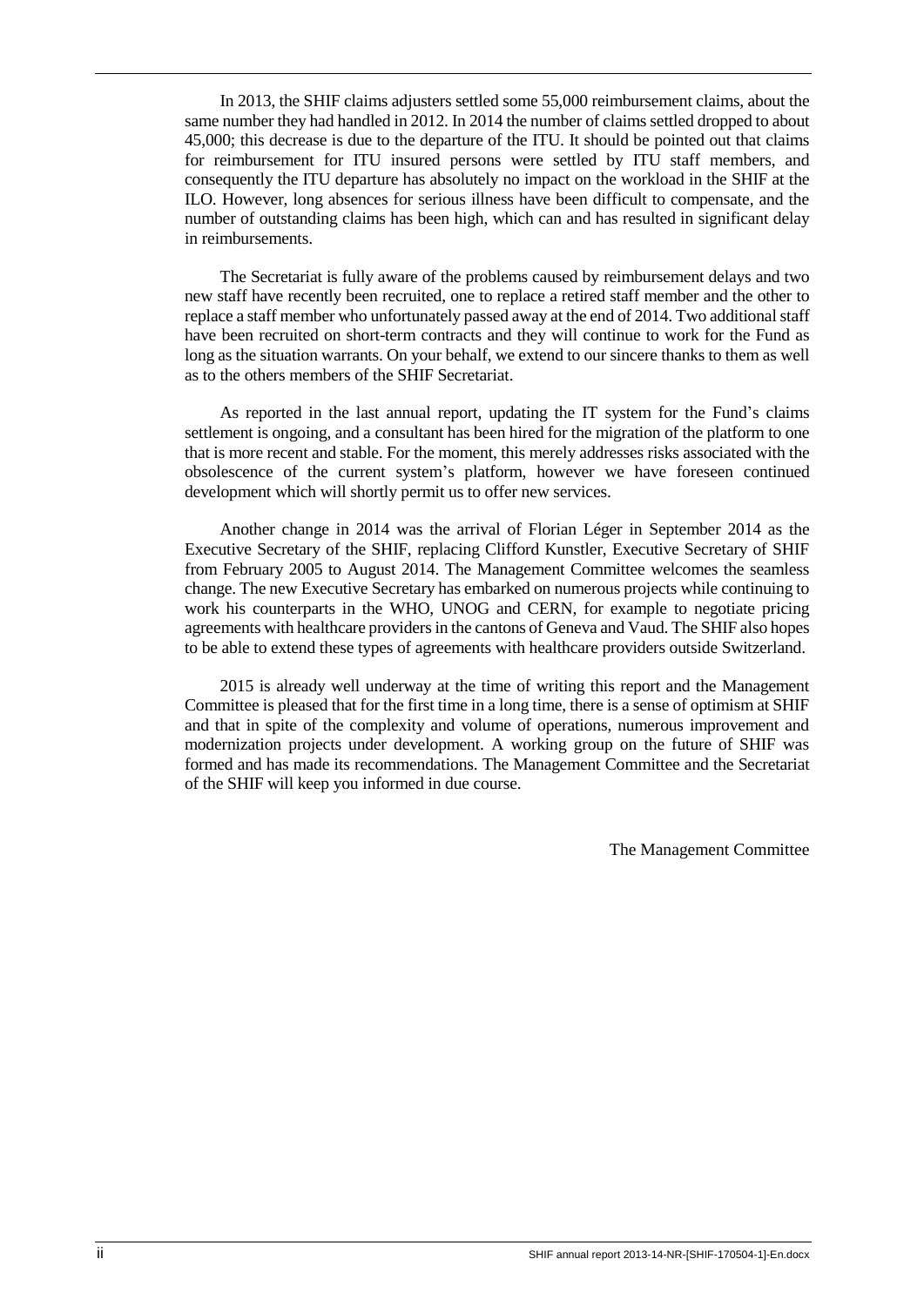In 2013, the SHIF claims adjusters settled some 55,000 reimbursement claims, about the same number they had handled in 2012. In 2014 the number of claims settled dropped to about 45,000; this decrease is due to the departure of the ITU. It should be pointed out that claims for reimbursement for ITU insured persons were settled by ITU staff members, and consequently the ITU departure has absolutely no impact on the workload in the SHIF at the ILO. However, long absences for serious illness have been difficult to compensate, and the number of outstanding claims has been high, which can and has resulted in significant delay in reimbursements.

The Secretariat is fully aware of the problems caused by reimbursement delays and two new staff have recently been recruited, one to replace a retired staff member and the other to replace a staff member who unfortunately passed away at the end of 2014. Two additional staff have been recruited on short-term contracts and they will continue to work for the Fund as long as the situation warrants. On your behalf, we extend to our sincere thanks to them as well as to the others members of the SHIF Secretariat.

As reported in the last annual report, updating the IT system for the Fund's claims settlement is ongoing, and a consultant has been hired for the migration of the platform to one that is more recent and stable. For the moment, this merely addresses risks associated with the obsolescence of the current system's platform, however we have foreseen continued development which will shortly permit us to offer new services.

Another change in 2014 was the arrival of Florian Léger in September 2014 as the Executive Secretary of the SHIF, replacing Clifford Kunstler, Executive Secretary of SHIF from February 2005 to August 2014. The Management Committee welcomes the seamless change. The new Executive Secretary has embarked on numerous projects while continuing to work his counterparts in the WHO, UNOG and CERN, for example to negotiate pricing agreements with healthcare providers in the cantons of Geneva and Vaud. The SHIF also hopes to be able to extend these types of agreements with healthcare providers outside Switzerland.

2015 is already well underway at the time of writing this report and the Management Committee is pleased that for the first time in a long time, there is a sense of optimism at SHIF and that in spite of the complexity and volume of operations, numerous improvement and modernization projects under development. A working group on the future of SHIF was formed and has made its recommendations. The Management Committee and the Secretariat of the SHIF will keep you informed in due course.

The Management Committee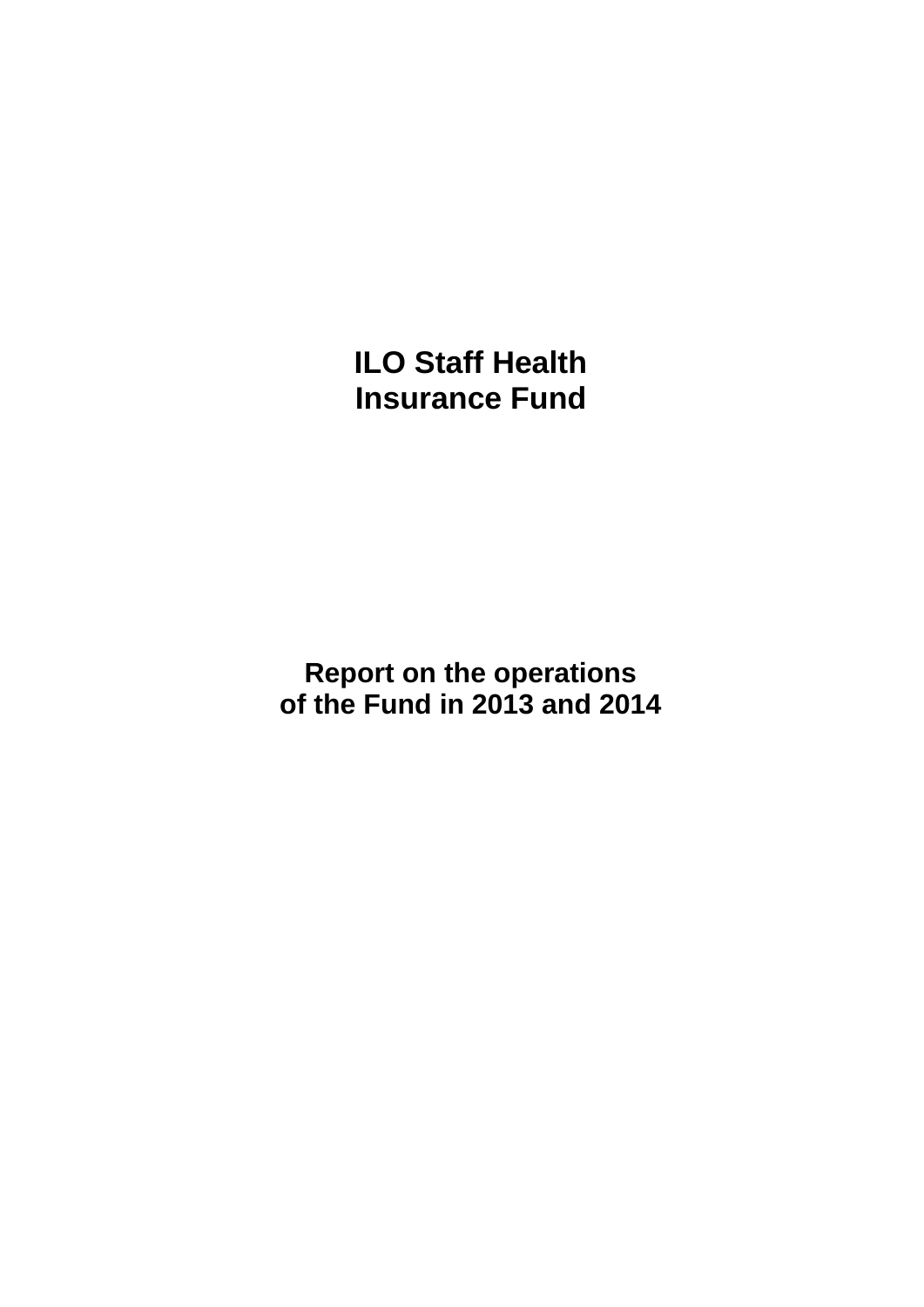# ILO Staff Health Insurance Fund

## Report on the operations of the Fund in 2013 and 2014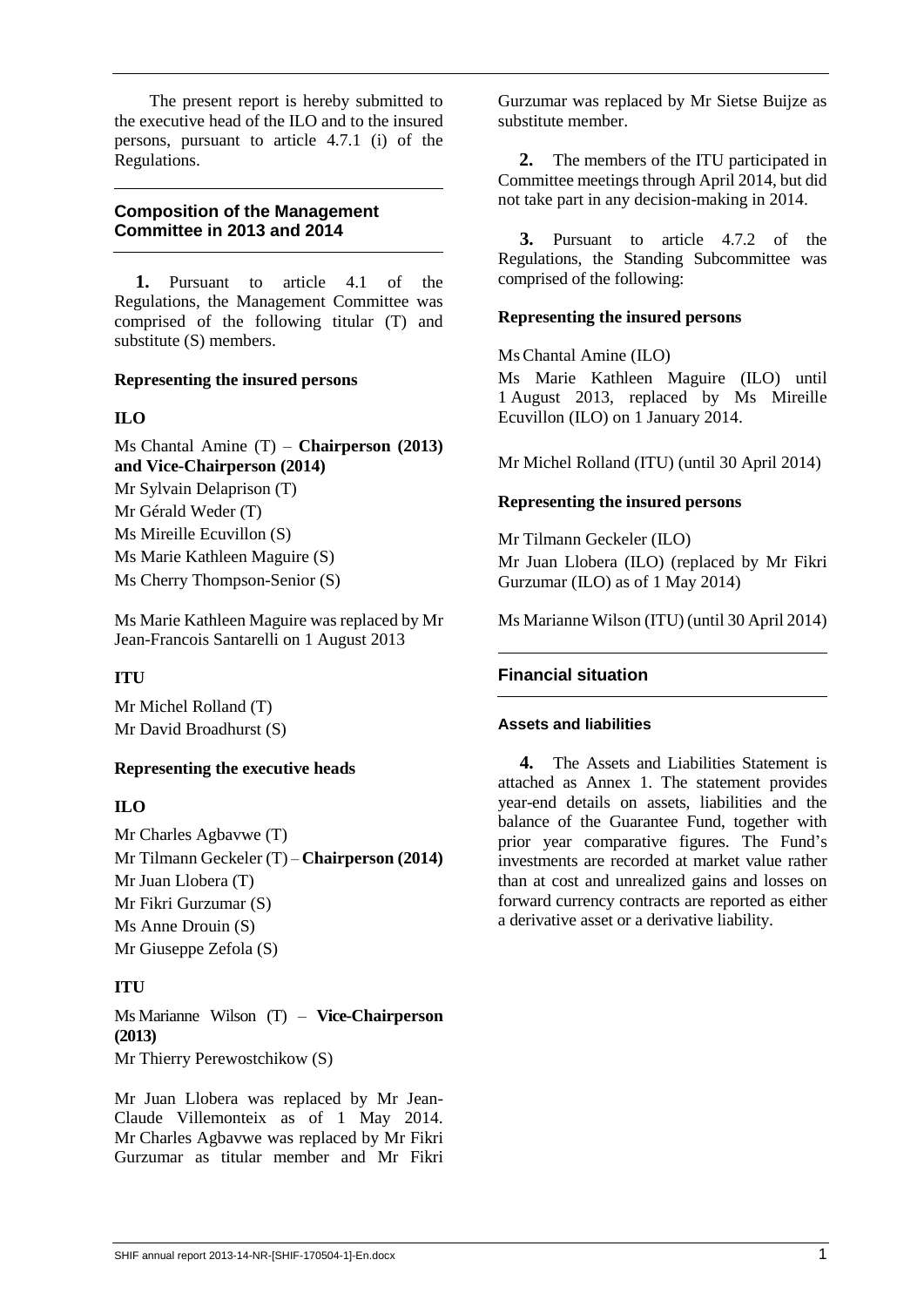The present report is hereby submitted to the executive head of the ILO and to the insured persons, pursuant to article 4.7.1 (i) of the Regulations.

## Composition of the Management Committee in 2013 and 2014

**1.** Pursuant to article 4.1 of the Regulations, the Management Committee was comprised of the following titular (T) and substitute (S) members.

**Representing the insured persons**

**ILO**

Ms Chantal Amine (T) – **Chairperson (2013) and Vice-Chairperson (2014)**
Mr Sylvain Delaprison (T)
Mr Gérald Weder (T)
Ms Mireille Ecuvillon (S)
Ms Marie Kathleen Maguire (S)
Ms Cherry Thompson-Senior (S)

Ms Marie Kathleen Maguire was replaced by Mr Jean-Francois Santarelli on 1 August 2013

**ITU**

Mr Michel Rolland (T)
Mr David Broadhurst (S)

**Representing the executive heads**

**ILO**

Mr Charles Agbavwe (T)
Mr Tilmann Geckeler (T) – **Chairperson (2014)**
Mr Juan Llobera (T)
Mr Fikri Gurzumar (S)
Ms Anne Drouin (S)
Mr Giuseppe Zefola (S)

**ITU**

Ms Marianne Wilson (T) – **Vice-Chairperson (2013)**
Mr Thierry Perewostchikow (S)

Mr Juan Llobera was replaced by Mr Jean-Claude Villemonteix as of 1 May 2014. Mr Charles Agbavwe was replaced by Mr Fikri Gurzumar as titular member and Mr Fikri Gurzumar was replaced by Mr Sietse Buijze as substitute member.

**2.** The members of the ITU participated in Committee meetings through April 2014, but did not take part in any decision-making in 2014.

**3.** Pursuant to article 4.7.2 of the Regulations, the Standing Subcommittee was comprised of the following:

**Representing the insured persons**

Ms Chantal Amine (ILO)
Ms Marie Kathleen Maguire (ILO) until 1 August 2013, replaced by Ms Mireille Ecuvillon (ILO) on 1 January 2014.

Mr Michel Rolland (ITU) (until 30 April 2014)

**Representing the insured persons**

Mr Tilmann Geckeler (ILO)
Mr Juan Llobera (ILO) (replaced by Mr Fikri Gurzumar (ILO) as of 1 May 2014)

Ms Marianne Wilson (ITU) (until 30 April 2014)

## Financial situation

### Assets and liabilities

**4.** The Assets and Liabilities Statement is attached as Annex 1. The statement provides year-end details on assets, liabilities and the balance of the Guarantee Fund, together with prior year comparative figures. The Fund's investments are recorded at market value rather than at cost and unrealized gains and losses on forward currency contracts are reported as either a derivative asset or a derivative liability.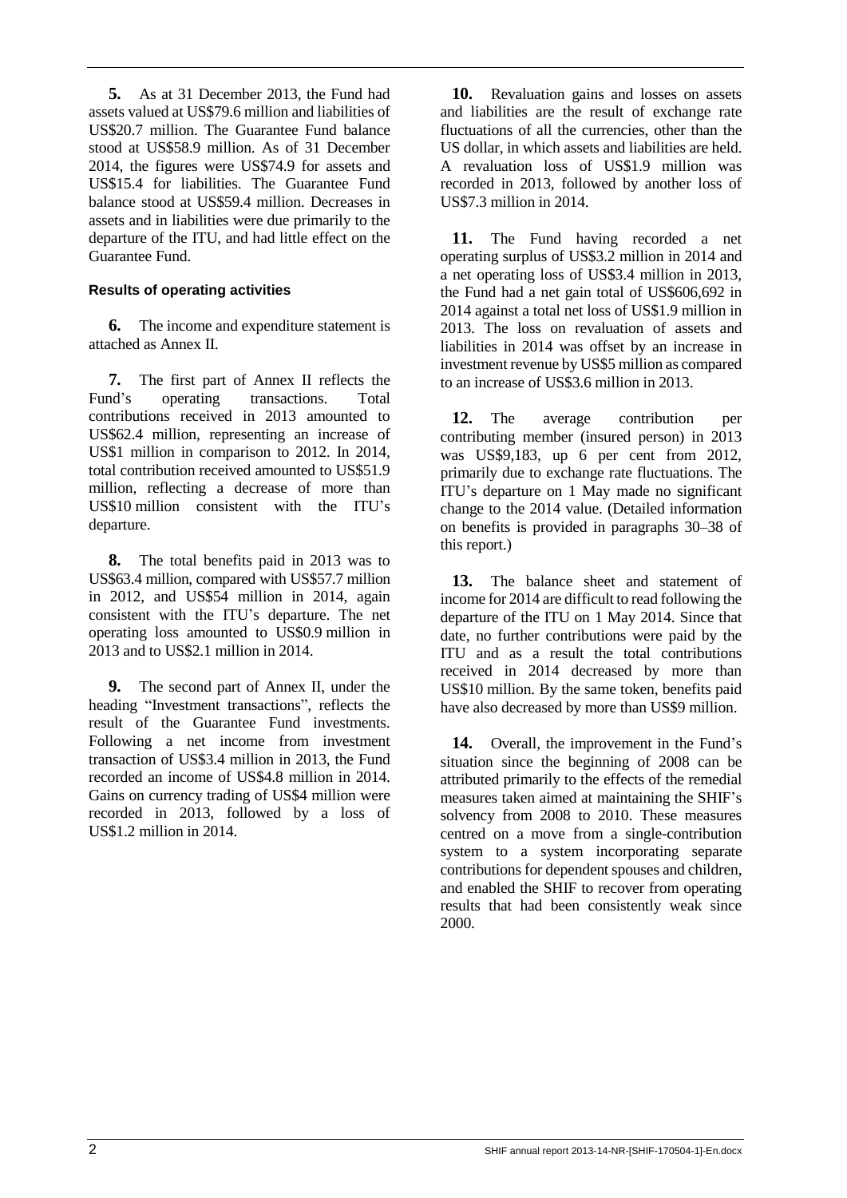**5.** As at 31 December 2013, the Fund had assets valued at US$79.6 million and liabilities of US$20.7 million. The Guarantee Fund balance stood at US$58.9 million. As of 31 December 2014, the figures were US$74.9 for assets and US$15.4 for liabilities. The Guarantee Fund balance stood at US$59.4 million. Decreases in assets and in liabilities were due primarily to the departure of the ITU, and had little effect on the Guarantee Fund.

#### Results of operating activities

**6.** The income and expenditure statement is attached as Annex II.

**7.** The first part of Annex II reflects the Fund's operating transactions. Total contributions received in 2013 amounted to US$62.4 million, representing an increase of US$1 million in comparison to 2012. In 2014, total contribution received amounted to US$51.9 million, reflecting a decrease of more than US$10 million consistent with the ITU's departure.

**8.** The total benefits paid in 2013 was to US$63.4 million, compared with US$57.7 million in 2012, and US$54 million in 2014, again consistent with the ITU's departure. The net operating loss amounted to US$0.9 million in 2013 and to US$2.1 million in 2014.

**9.** The second part of Annex II, under the heading "Investment transactions", reflects the result of the Guarantee Fund investments. Following a net income from investment transaction of US$3.4 million in 2013, the Fund recorded an income of US$4.8 million in 2014. Gains on currency trading of US$4 million were recorded in 2013, followed by a loss of US$1.2 million in 2014.

**10.** Revaluation gains and losses on assets and liabilities are the result of exchange rate fluctuations of all the currencies, other than the US dollar, in which assets and liabilities are held. A revaluation loss of US$1.9 million was recorded in 2013, followed by another loss of US$7.3 million in 2014.

**11.** The Fund having recorded a net operating surplus of US$3.2 million in 2014 and a net operating loss of US$3.4 million in 2013, the Fund had a net gain total of US$606,692 in 2014 against a total net loss of US$1.9 million in 2013. The loss on revaluation of assets and liabilities in 2014 was offset by an increase in investment revenue by US$5 million as compared to an increase of US$3.6 million in 2013.

**12.** The average contribution per contributing member (insured person) in 2013 was US$9,183, up 6 per cent from 2012, primarily due to exchange rate fluctuations. The ITU's departure on 1 May made no significant change to the 2014 value. (Detailed information on benefits is provided in paragraphs 30–38 of this report.)

**13.** The balance sheet and statement of income for 2014 are difficult to read following the departure of the ITU on 1 May 2014. Since that date, no further contributions were paid by the ITU and as a result the total contributions received in 2014 decreased by more than US$10 million. By the same token, benefits paid have also decreased by more than US$9 million.

**14.** Overall, the improvement in the Fund's situation since the beginning of 2008 can be attributed primarily to the effects of the remedial measures taken aimed at maintaining the SHIF's solvency from 2008 to 2010. These measures centred on a move from a single-contribution system to a system incorporating separate contributions for dependent spouses and children, and enabled the SHIF to recover from operating results that had been consistently weak since 2000.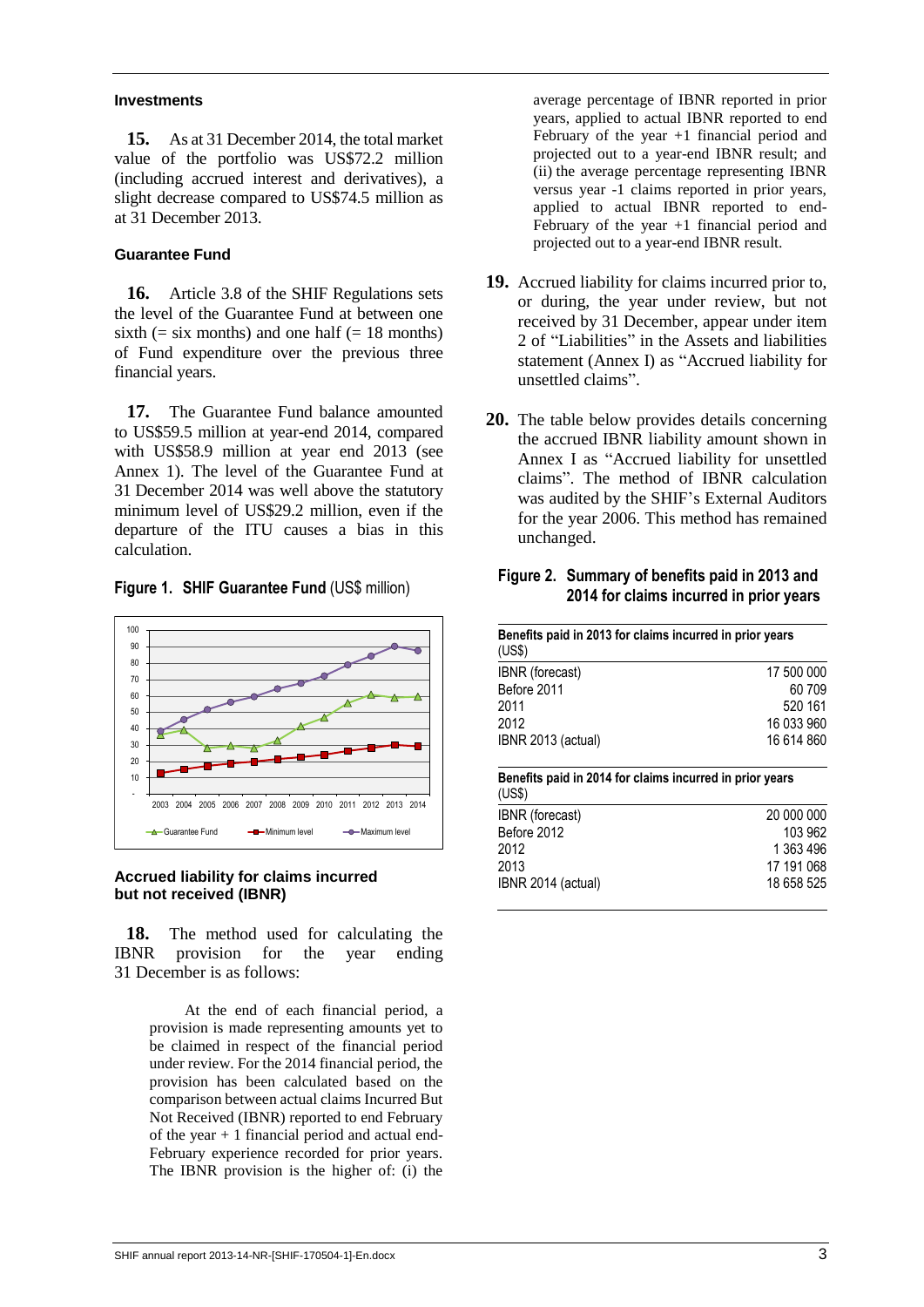### Investments

**15.** As at 31 December 2014, the total market value of the portfolio was US$72.2 million (including accrued interest and derivatives), a slight decrease compared to US$74.5 million as at 31 December 2013.

### Guarantee Fund

**16.** Article 3.8 of the SHIF Regulations sets the level of the Guarantee Fund at between one sixth (= six months) and one half (= 18 months) of Fund expenditure over the previous three financial years.

**17.** The Guarantee Fund balance amounted to US$59.5 million at year-end 2014, compared with US$58.9 million at year end 2013 (see Annex 1). The level of the Guarantee Fund at 31 December 2014 was well above the statutory minimum level of US$29.2 million, even if the departure of the ITU causes a bias in this calculation.

**Figure 1. SHIF Guarantee Fund** (US$ million)

### Accrued liability for claims incurred but not received (IBNR)

**18.** The method used for calculating the IBNR provision for the year ending 31 December is as follows:

> At the end of each financial period, a provision is made representing amounts yet to be claimed in respect of the financial period under review. For the 2014 financial period, the provision has been calculated based on the comparison between actual claims Incurred But Not Received (IBNR) reported to end February of the year + 1 financial period and actual end-February experience recorded for prior years. The IBNR provision is the higher of: (i) the average percentage of IBNR reported in prior years, applied to actual IBNR reported to end February of the year +1 financial period and projected out to a year-end IBNR result; and (ii) the average percentage representing IBNR versus year -1 claims reported in prior years, applied to actual IBNR reported to end-February of the year +1 financial period and projected out to a year-end IBNR result.

**19.** Accrued liability for claims incurred prior to, or during, the year under review, but not received by 31 December, appear under item 2 of “Liabilities” in the Assets and liabilities statement (Annex I) as “Accrued liability for unsettled claims”.

**20.** The table below provides details concerning the accrued IBNR liability amount shown in Annex I as “Accrued liability for unsettled claims”. The method of IBNR calculation was audited by the SHIF’s External Auditors for the year 2006. This method has remained unchanged.

**Figure 2. Summary of benefits paid in 2013 and 2014 for claims incurred in prior years**

| **Benefits paid in 2013 for claims incurred in prior years** (US$) | |
|---|---|
| IBNR (forecast) | 17 500 000 |
| Before 2011 | 60 709 |
| 2011 | 520 161 |
| 2012 | 16 033 960 |
| IBNR 2013 (actual) | 16 614 860 |

| **Benefits paid in 2014 for claims incurred in prior years** (US$) | |
|---|---|
| IBNR (forecast) | 20 000 000 |
| Before 2012 | 103 962 |
| 2012 | 1 363 496 |
| 2013 | 17 191 068 |
| IBNR 2014 (actual) | 18 658 525 |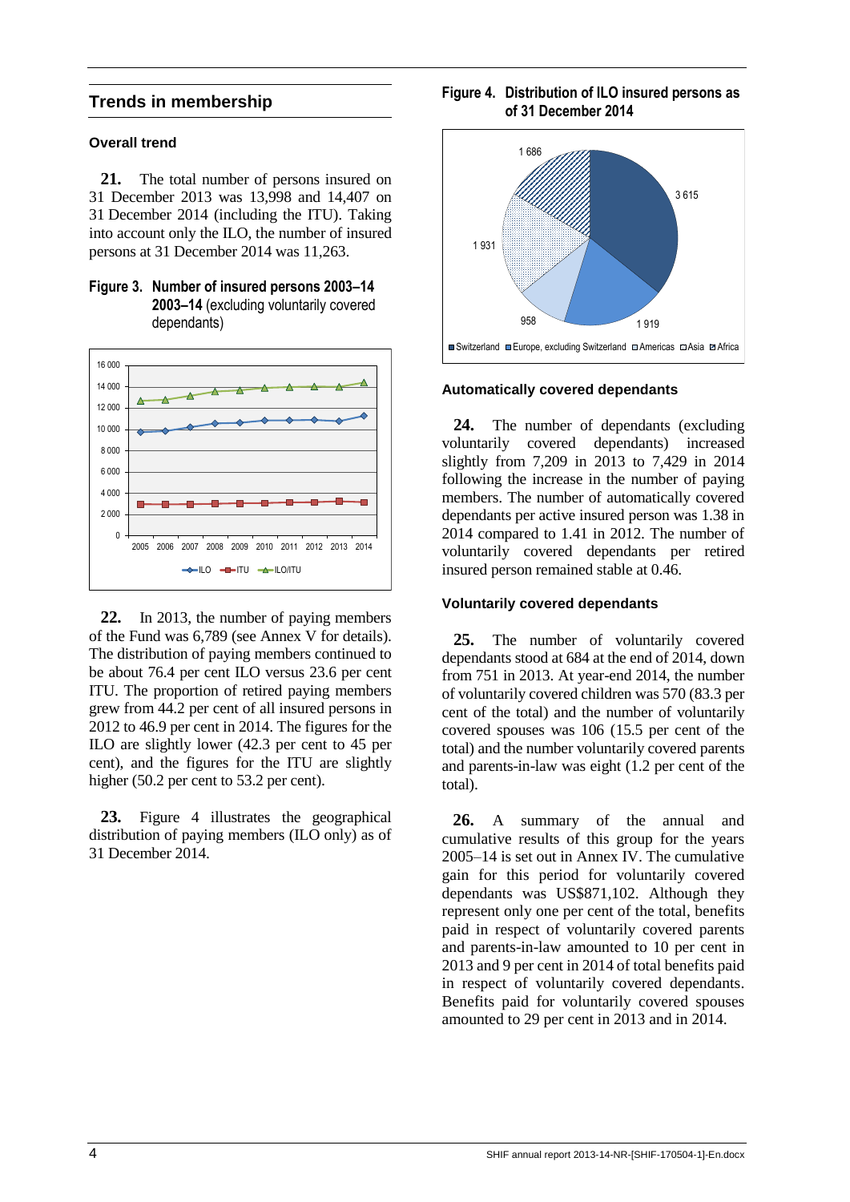## Trends in membership

### Overall trend

**21.** The total number of persons insured on 31 December 2013 was 13,998 and 14,407 on 31 December 2014 (including the ITU). Taking into account only the ILO, the number of insured persons at 31 December 2014 was 11,263.

**Figure 3. Number of insured persons 2003–14 2003–14** (excluding voluntarily covered dependants)

**22.** In 2013, the number of paying members of the Fund was 6,789 (see Annex V for details). The distribution of paying members continued to be about 76.4 per cent ILO versus 23.6 per cent ITU. The proportion of retired paying members grew from 44.2 per cent of all insured persons in 2012 to 46.9 per cent in 2014. The figures for the ILO are slightly lower (42.3 per cent to 45 per cent), and the figures for the ITU are slightly higher (50.2 per cent to 53.2 per cent).

**23.** Figure 4 illustrates the geographical distribution of paying members (ILO only) as of 31 December 2014.

**Figure 4. Distribution of ILO insured persons as of 31 December 2014**

### Automatically covered dependants

**24.** The number of dependants (excluding voluntarily covered dependants) increased slightly from 7,209 in 2013 to 7,429 in 2014 following the increase in the number of paying members. The number of automatically covered dependants per active insured person was 1.38 in 2014 compared to 1.41 in 2012. The number of voluntarily covered dependants per retired insured person remained stable at 0.46.

### Voluntarily covered dependants

**25.** The number of voluntarily covered dependants stood at 684 at the end of 2014, down from 751 in 2013. At year-end 2014, the number of voluntarily covered children was 570 (83.3 per cent of the total) and the number of voluntarily covered spouses was 106 (15.5 per cent of the total) and the number voluntarily covered parents and parents-in-law was eight (1.2 per cent of the total).

**26.** A summary of the annual and cumulative results of this group for the years 2005–14 is set out in Annex IV. The cumulative gain for this period for voluntarily covered dependants was US$871,102. Although they represent only one per cent of the total, benefits paid in respect of voluntarily covered parents and parents-in-law amounted to 10 per cent in 2013 and 9 per cent in 2014 of total benefits paid in respect of voluntarily covered dependants. Benefits paid for voluntarily covered spouses amounted to 29 per cent in 2013 and in 2014.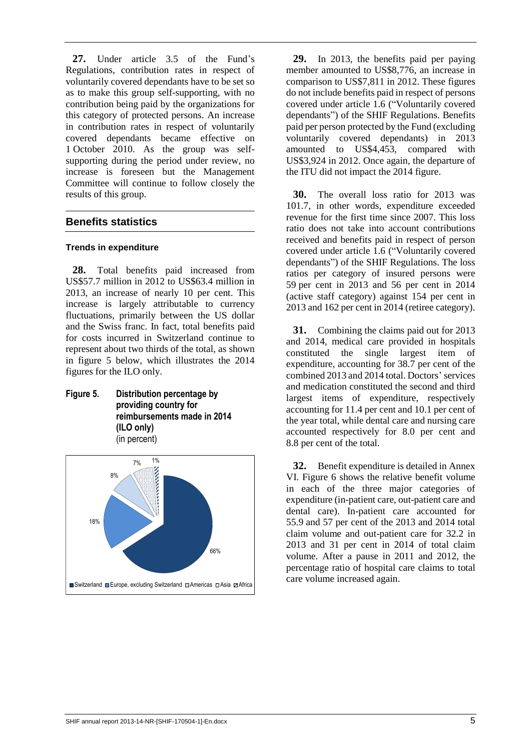**27.** Under article 3.5 of the Fund's Regulations, contribution rates in respect of voluntarily covered dependants have to be set so as to make this group self-supporting, with no contribution being paid by the organizations for this category of protected persons. An increase in contribution rates in respect of voluntarily covered dependants became effective on 1 October 2010. As the group was self-supporting during the period under review, no increase is foreseen but the Management Committee will continue to follow closely the results of this group.

## Benefits statistics

### Trends in expenditure

**28.** Total benefits paid increased from US$57.7 million in 2012 to US$63.4 million in 2013, an increase of nearly 10 per cent. This increase is largely attributable to currency fluctuations, primarily between the US dollar and the Swiss franc. In fact, total benefits paid for costs incurred in Switzerland continue to represent about two thirds of the total, as shown in figure 5 below, which illustrates the 2014 figures for the ILO only.

**Figure 5. Distribution percentage by providing country for reimbursements made in 2014 (ILO only)** (in percent)

| Switzerland | Europe, excluding Switzerland | Americas | Asia | Africa |
|---|---|---|---|---|
| 66% | 18% | 8% | 7% | 1% |

**29.** In 2013, the benefits paid per paying member amounted to US$8,776, an increase in comparison to US$7,811 in 2012. These figures do not include benefits paid in respect of persons covered under article 1.6 ("Voluntarily covered dependants") of the SHIF Regulations. Benefits paid per person protected by the Fund (excluding voluntarily covered dependants) in 2013 amounted to US$4,453, compared with US$3,924 in 2012. Once again, the departure of the ITU did not impact the 2014 figure.

**30.** The overall loss ratio for 2013 was 101.7, in other words, expenditure exceeded revenue for the first time since 2007. This loss ratio does not take into account contributions received and benefits paid in respect of person covered under article 1.6 ("Voluntarily covered dependants") of the SHIF Regulations. The loss ratios per category of insured persons were 59 per cent in 2013 and 56 per cent in 2014 (active staff category) against 154 per cent in 2013 and 162 per cent in 2014 (retiree category).

**31.** Combining the claims paid out for 2013 and 2014, medical care provided in hospitals constituted the single largest item of expenditure, accounting for 38.7 per cent of the combined 2013 and 2014 total. Doctors' services and medication constituted the second and third largest items of expenditure, respectively accounting for 11.4 per cent and 10.1 per cent of the year total, while dental care and nursing care accounted respectively for 8.0 per cent and 8.8 per cent of the total.

**32.** Benefit expenditure is detailed in Annex VI. Figure 6 shows the relative benefit volume in each of the three major categories of expenditure (in-patient care, out-patient care and dental care). In-patient care accounted for 55.9 and 57 per cent of the 2013 and 2014 total claim volume and out-patient care for 32.2 in 2013 and 31 per cent in 2014 of total claim volume. After a pause in 2011 and 2012, the percentage ratio of hospital care claims to total care volume increased again.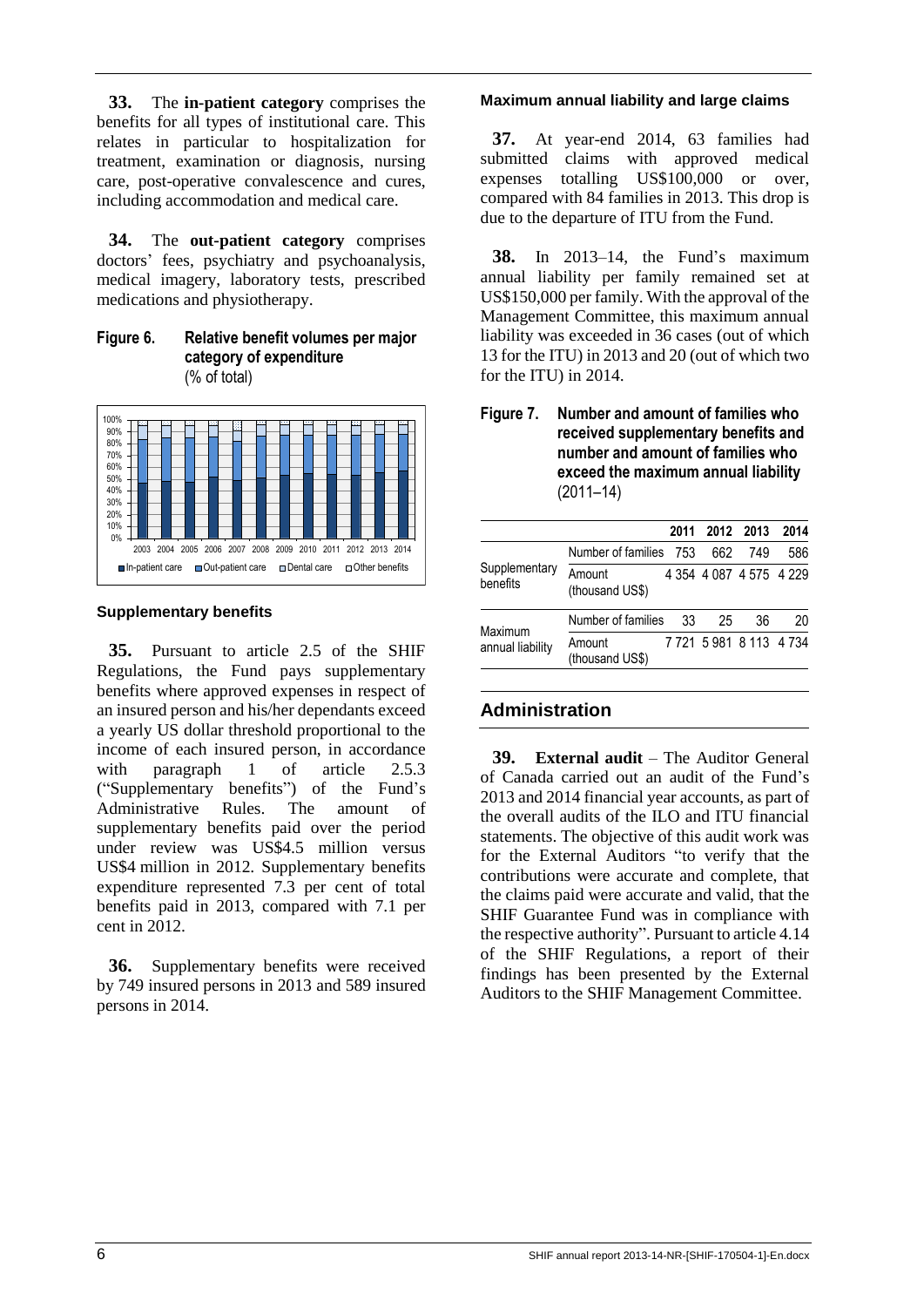**33.** The **in-patient category** comprises the benefits for all types of institutional care. This relates in particular to hospitalization for treatment, examination or diagnosis, nursing care, post-operative convalescence and cures, including accommodation and medical care.

**34.** The **out-patient category** comprises doctors' fees, psychiatry and psychoanalysis, medical imagery, laboratory tests, prescribed medications and physiotherapy.

**Figure 6. Relative benefit volumes per major category of expenditure**
(% of total)

#### Supplementary benefits

**35.** Pursuant to article 2.5 of the SHIF Regulations, the Fund pays supplementary benefits where approved expenses in respect of an insured person and his/her dependants exceed a yearly US dollar threshold proportional to the income of each insured person, in accordance with paragraph 1 of article 2.5.3 ("Supplementary benefits") of the Fund's Administrative Rules. The amount of supplementary benefits paid over the period under review was US\$4.5 million versus US\$4 million in 2012. Supplementary benefits expenditure represented 7.3 per cent of total benefits paid in 2013, compared with 7.1 per cent in 2012.

**36.** Supplementary benefits were received by 749 insured persons in 2013 and 589 insured persons in 2014.

#### Maximum annual liability and large claims

**37.** At year-end 2014, 63 families had submitted claims with approved medical expenses totalling US\$100,000 or over, compared with 84 families in 2013. This drop is due to the departure of ITU from the Fund.

**38.** In 2013–14, the Fund's maximum annual liability per family remained set at US\$150,000 per family. With the approval of the Management Committee, this maximum annual liability was exceeded in 36 cases (out of which 13 for the ITU) in 2013 and 20 (out of which two for the ITU) in 2014.

**Figure 7. Number and amount of families who received supplementary benefits and number and amount of families who exceed the maximum annual liability**
(2011–14)

| | | 2011 | 2012 | 2013 | 2014 |
|---|---|---|---|---|---|
| Supplementary benefits | Number of families | 753 | 662 | 749 | 586 |
| | Amount (thousand US\$) | 4 354 | 4 087 | 4 575 | 4 229 |
| Maximum annual liability | Number of families | 33 | 25 | 36 | 20 |
| | Amount (thousand US\$) | 7 721 | 5 981 | 8 113 | 4 734 |

## Administration

**39. External audit** – The Auditor General of Canada carried out an audit of the Fund's 2013 and 2014 financial year accounts, as part of the overall audits of the ILO and ITU financial statements. The objective of this audit work was for the External Auditors "to verify that the contributions were accurate and complete, that the claims paid were accurate and valid, that the SHIF Guarantee Fund was in compliance with the respective authority". Pursuant to article 4.14 of the SHIF Regulations, a report of their findings has been presented by the External Auditors to the SHIF Management Committee.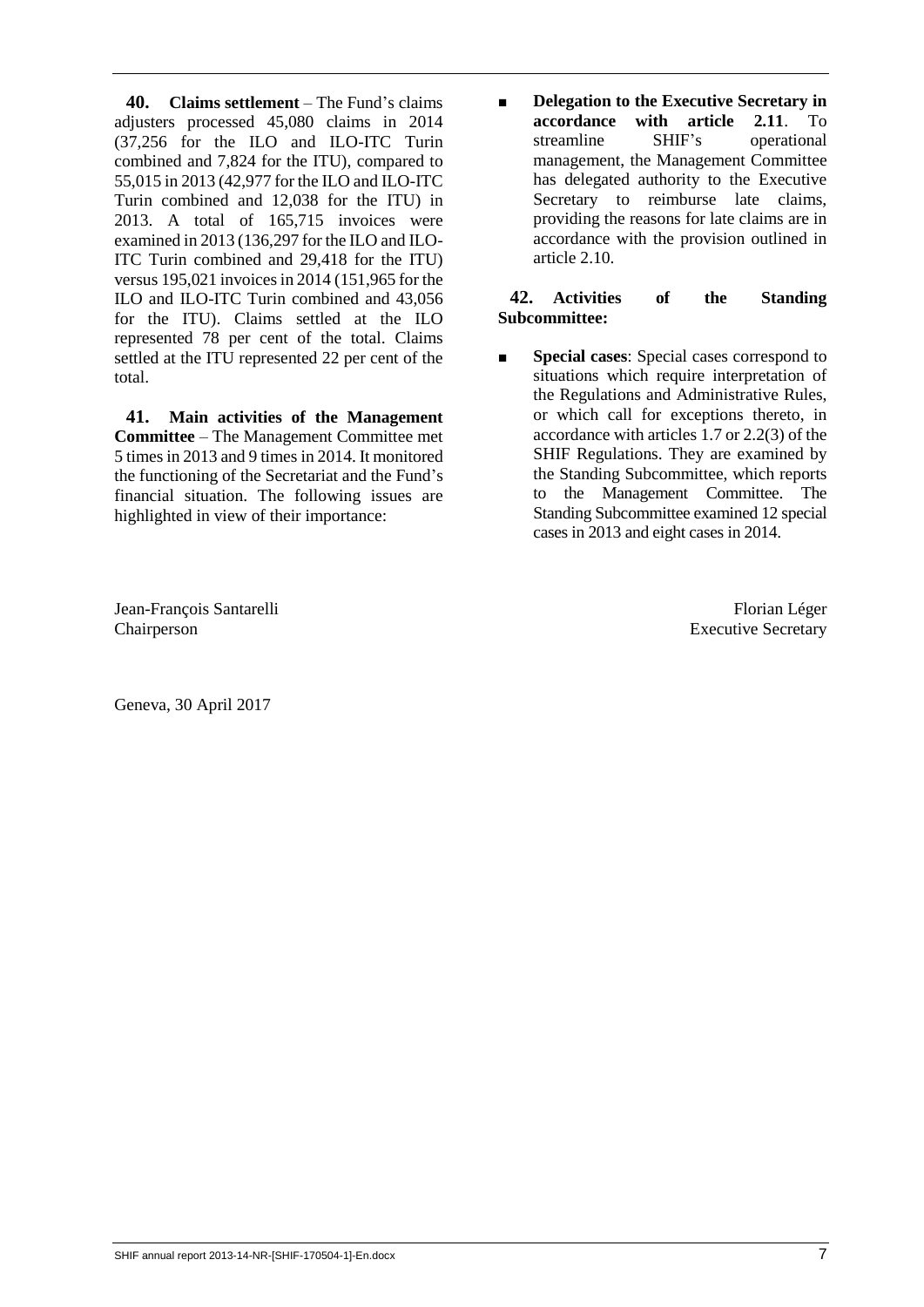**40. Claims settlement** – The Fund's claims adjusters processed 45,080 claims in 2014 (37,256 for the ILO and ILO-ITC Turin combined and 7,824 for the ITU), compared to 55,015 in 2013 (42,977 for the ILO and ILO-ITC Turin combined and 12,038 for the ITU) in 2013. A total of 165,715 invoices were examined in 2013 (136,297 for the ILO and ILO-ITC Turin combined and 29,418 for the ITU) versus 195,021 invoices in 2014 (151,965 for the ILO and ILO-ITC Turin combined and 43,056 for the ITU). Claims settled at the ILO represented 78 per cent of the total. Claims settled at the ITU represented 22 per cent of the total.

**41. Main activities of the Management Committee** – The Management Committee met 5 times in 2013 and 9 times in 2014. It monitored the functioning of the Secretariat and the Fund's financial situation. The following issues are highlighted in view of their importance:

- **Delegation to the Executive Secretary in accordance with article 2.11**. To streamline SHIF's operational management, the Management Committee has delegated authority to the Executive Secretary to reimburse late claims, providing the reasons for late claims are in accordance with the provision outlined in article 2.10.

**42. Activities of the Standing Subcommittee:**

- **Special cases**: Special cases correspond to situations which require interpretation of the Regulations and Administrative Rules, or which call for exceptions thereto, in accordance with articles 1.7 or 2.2(3) of the SHIF Regulations. They are examined by the Standing Subcommittee, which reports to the Management Committee. The Standing Subcommittee examined 12 special cases in 2013 and eight cases in 2014.

Jean-François Santarelli
Chairperson

Florian Léger
Executive Secretary

Geneva, 30 April 2017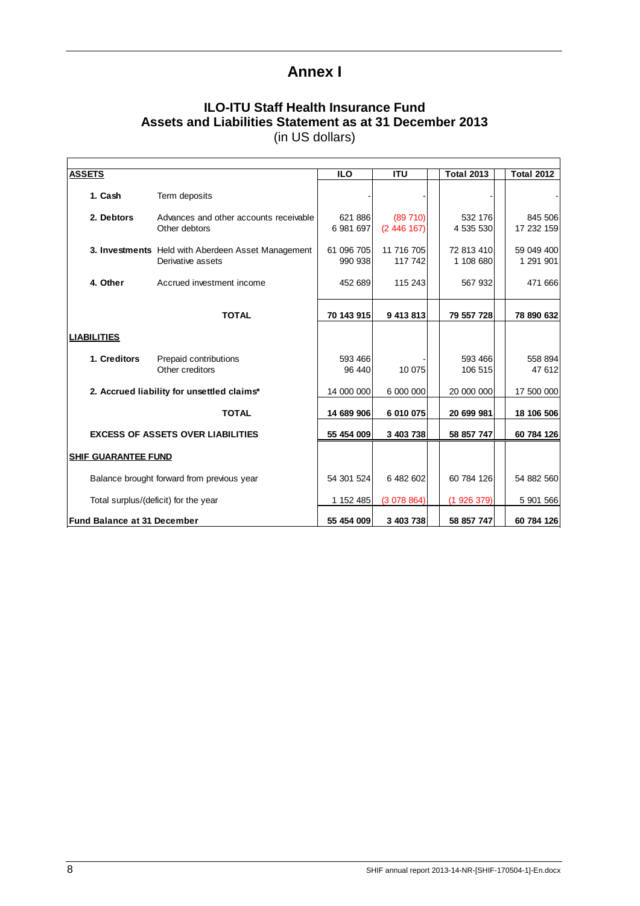# Annex I

## ILO-ITU Staff Health Insurance Fund
## Assets and Liabilities Statement as at 31 December 2013
(in US dollars)

| ASSETS | | ILO | ITU | Total 2013 | Total 2012 |
|---|---|---|---|---|---|
| **1. Cash** | Term deposits | - | - | - | - |
| **2. Debtors** | Advances and other accounts receivable | 621 886 | (89 710) | 532 176 | 845 506 |
| | Other debtors | 6 981 697 | (2 446 167) | 4 535 530 | 17 232 159 |
| **3. Investments** | Held with Aberdeen Asset Management | 61 096 705 | 11 716 705 | 72 813 410 | 59 049 400 |
| | Derivative assets | 990 938 | 117 742 | 1 108 680 | 1 291 901 |
| **4. Other** | Accrued investment income | 452 689 | 115 243 | 567 932 | 471 666 |
| **TOTAL** | | **70 143 915** | **9 413 813** | **79 557 728** | **78 890 632** |
| **LIABILITIES** | | | | | |
| **1. Creditors** | Prepaid contributions | 593 466 | - | 593 466 | 558 894 |
| | Other creditors | 96 440 | 10 075 | 106 515 | 47 612 |
| **2. Accrued liability for unsettled claims*** | | 14 000 000 | 6 000 000 | 20 000 000 | 17 500 000 |
| **TOTAL** | | **14 689 906** | **6 010 075** | **20 699 981** | **18 106 506** |
| **EXCESS OF ASSETS OVER LIABILITIES** | | **55 454 009** | **3 403 738** | **58 857 747** | **60 784 126** |
| **SHIF GUARANTEE FUND** | | | | | |
| Balance brought forward from previous year | | 54 301 524 | 6 482 602 | 60 784 126 | 54 882 560 |
| Total surplus/(deficit) for the year | | 1 152 485 | (3 078 864) | (1 926 379) | 5 901 566 |
| **Fund Balance at 31 December** | | **55 454 009** | **3 403 738** | **58 857 747** | **60 784 126** |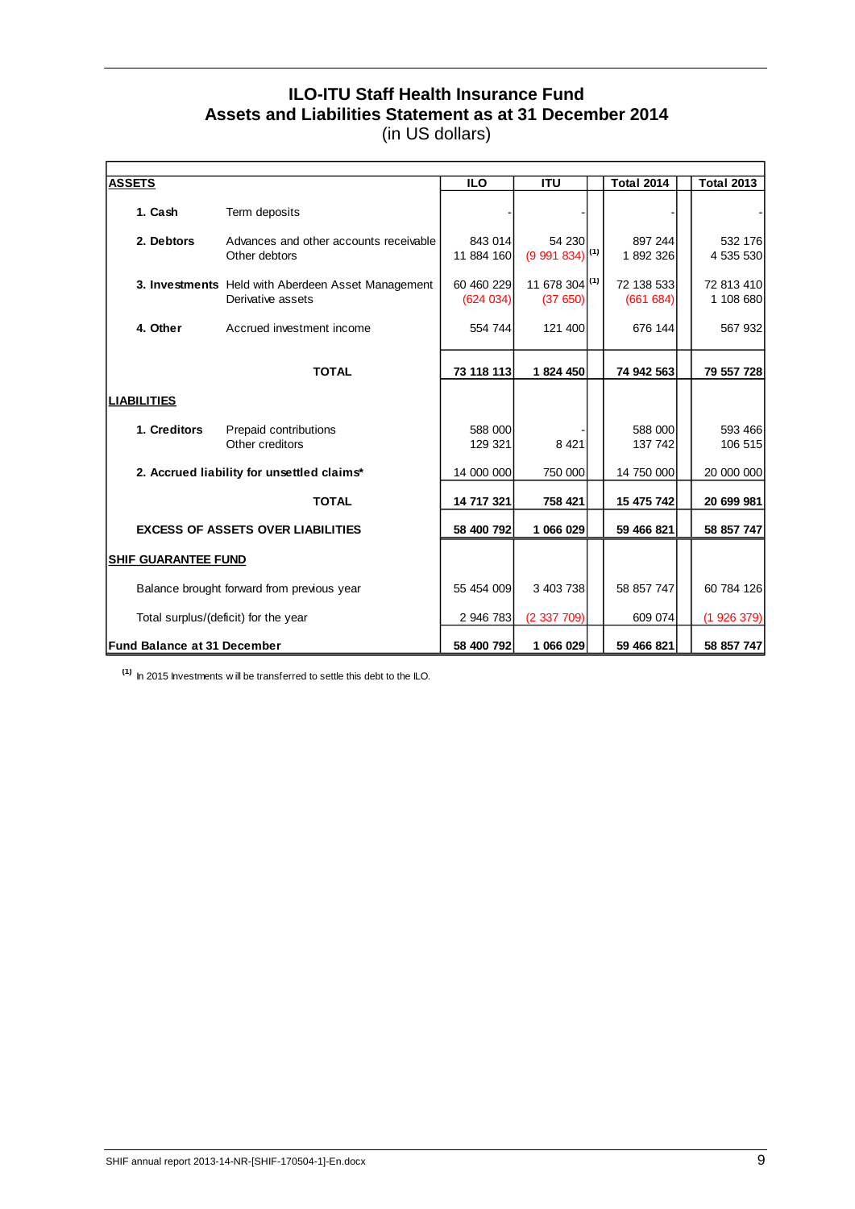# ILO-ITU Staff Health Insurance Fund
## Assets and Liabilities Statement as at 31 December 2014
(in US dollars)

| ASSETS | | ILO | ITU | Total 2014 | Total 2013 |
|---|---|---|---|---|---|
| **1. Cash** | Term deposits | - | - | - | - |
| **2. Debtors** | Advances and other accounts receivable | 843 014 | 54 230 | 897 244 | 532 176 |
| | Other debtors | 11 884 160 | (9 991 834) [(1)] | 1 892 326 | 4 535 530 |
| **3. Investments** | Held with Aberdeen Asset Management | 60 460 229 | 11 678 304 [(1)] | 72 138 533 | 72 813 410 |
| | Derivative assets | (624 034) | (37 650) | (661 684) | 1 108 680 |
| **4. Other** | Accrued investment income | 554 744 | 121 400 | 676 144 | 567 932 |
| | **TOTAL** | **73 118 113** | **1 824 450** | **74 942 563** | **79 557 728** |
| **LIABILITIES** | | | | | |
| **1. Creditors** | Prepaid contributions | 588 000 | - | 588 000 | 593 466 |
| | Other creditors | 129 321 | 8 421 | 137 742 | 106 515 |
| **2. Accrued liability for unsettled claims*** | | 14 000 000 | 750 000 | 14 750 000 | 20 000 000 |
| | **TOTAL** | **14 717 321** | **758 421** | **15 475 742** | **20 699 981** |
| **EXCESS OF ASSETS OVER LIABILITIES** | | **58 400 792** | **1 066 029** | **59 466 821** | **58 857 747** |
| **SHIF GUARANTEE FUND** | | | | | |
| Balance brought forward from previous year | | 55 454 009 | 3 403 738 | 58 857 747 | 60 784 126 |
| Total surplus/(deficit) for the year | | 2 946 783 | (2 337 709) | 609 074 | (1 926 379) |
| **Fund Balance at 31 December** | | **58 400 792** | **1 066 029** | **59 466 821** | **58 857 747** |

[(1)] In 2015 Investments will be transferred to settle this debt to the ILO.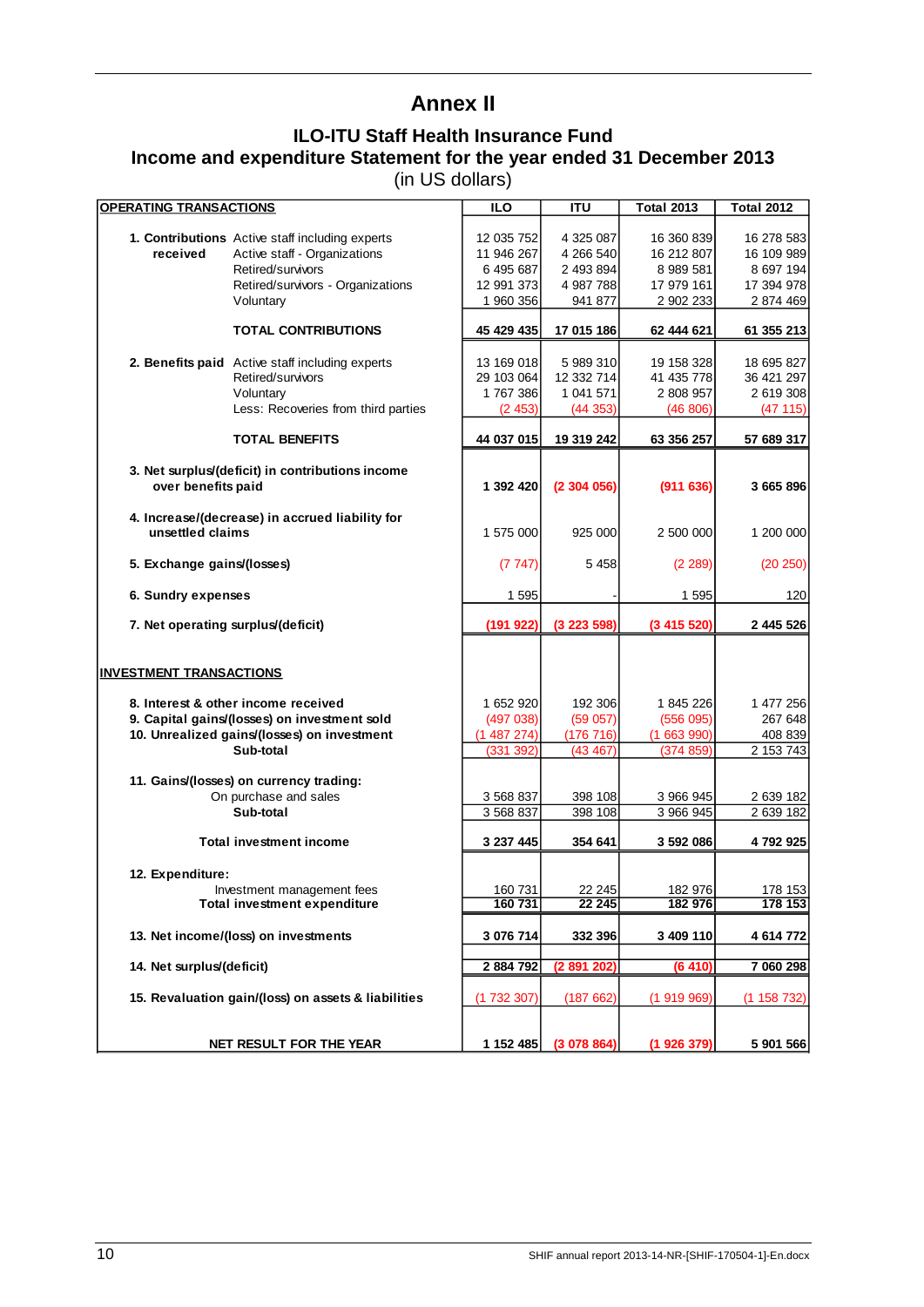# Annex II

## ILO-ITU Staff Health Insurance Fund

## Income and expenditure Statement for the year ended 31 December 2013

(in US dollars)

| OPERATING TRANSACTIONS | | ILO | ITU | Total 2013 | Total 2012 |
|---|---|---|---|---|---|
| **1. Contributions received** | Active staff including experts | 12 035 752 | 4 325 087 | 16 360 839 | 16 278 583 |
| | Active staff - Organizations | 11 946 267 | 4 266 540 | 16 212 807 | 16 109 989 |
| | Retired/survivors | 6 495 687 | 2 493 894 | 8 989 581 | 8 697 194 |
| | Retired/survivors - Organizations | 12 991 373 | 4 987 788 | 17 979 161 | 17 394 978 |
| | Voluntary | 1 960 356 | 941 877 | 2 902 233 | 2 874 469 |
| | **TOTAL CONTRIBUTIONS** | **45 429 435** | **17 015 186** | **62 444 621** | **61 355 213** |
| **2. Benefits paid** | Active staff including experts | 13 169 018 | 5 989 310 | 19 158 328 | 18 695 827 |
| | Retired/survivors | 29 103 064 | 12 332 714 | 41 435 778 | 36 421 297 |
| | Voluntary | 1 767 386 | 1 041 571 | 2 808 957 | 2 619 308 |
| | Less: Recoveries from third parties | (2 453) | (44 353) | (46 806) | (47 115) |
| | **TOTAL BENEFITS** | **44 037 015** | **19 319 242** | **63 356 257** | **57 689 317** |
| **3. Net surplus/(deficit) in contributions income over benefits paid** | | **1 392 420** | **(2 304 056)** | **(911 636)** | **3 665 896** |
| **4. Increase/(decrease) in accrued liability for unsettled claims** | | 1 575 000 | 925 000 | 2 500 000 | 1 200 000 |
| **5. Exchange gains/(losses)** | | (7 747) | 5 458 | (2 289) | (20 250) |
| **6. Sundry expenses** | | 1 595 | - | 1 595 | 120 |
| **7. Net operating surplus/(deficit)** | | **(191 922)** | **(3 223 598)** | **(3 415 520)** | **2 445 526** |
| **INVESTMENT TRANSACTIONS** | | | | | |
| **8. Interest & other income received** | | 1 652 920 | 192 306 | 1 845 226 | 1 477 256 |
| **9. Capital gains/(losses) on investment sold** | | (497 038) | (59 057) | (556 095) | 267 648 |
| **10. Unrealized gains/(losses) on investment** | | (1 487 274) | (176 716) | (1 663 990) | 408 839 |
| **Sub-total** | | (331 392) | (43 467) | (374 859) | 2 153 743 |
| **11. Gains/(losses) on currency trading:** | | | | | |
| On purchase and sales | | 3 568 837 | 398 108 | 3 966 945 | 2 639 182 |
| **Sub-total** | | 3 568 837 | 398 108 | 3 966 945 | 2 639 182 |
| **Total investment income** | | **3 237 445** | **354 641** | **3 592 086** | **4 792 925** |
| **12. Expenditure:** | | | | | |
| Investment management fees | | 160 731 | 22 245 | 182 976 | 178 153 |
| **Total investment expenditure** | | **160 731** | **22 245** | **182 976** | **178 153** |
| **13. Net income/(loss) on investments** | | **3 076 714** | **332 396** | **3 409 110** | **4 614 772** |
| **14. Net surplus/(deficit)** | | **2 884 792** | **(2 891 202)** | **(6 410)** | **7 060 298** |
| **15. Revaluation gain/(loss) on assets & liabilities** | | (1 732 307) | (187 662) | (1 919 969) | (1 158 732) |
| **NET RESULT FOR THE YEAR** | | **1 152 485** | **(3 078 864)** | **(1 926 379)** | **5 901 566** |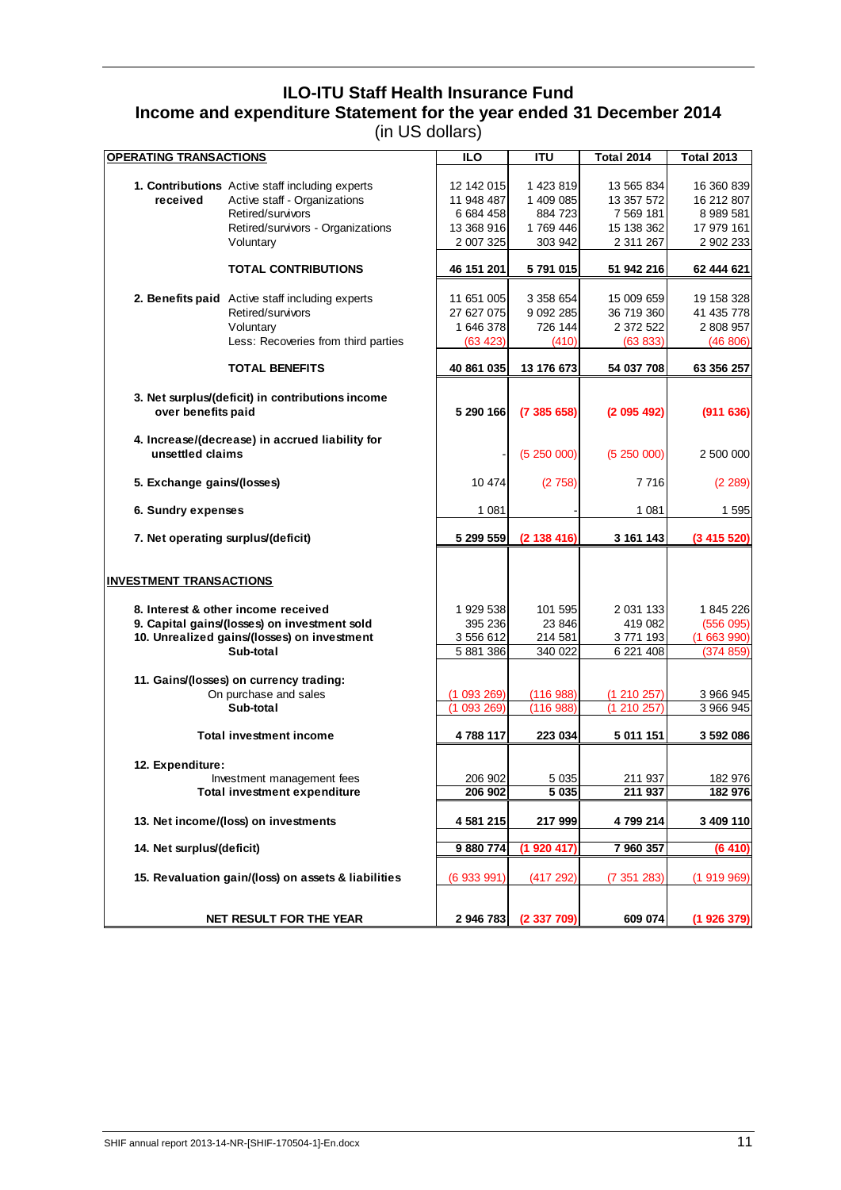# ILO-ITU Staff Health Insurance Fund

## Income and expenditure Statement for the year ended 31 December 2014

(in US dollars)

| OPERATING TRANSACTIONS | | ILO | ITU | Total 2014 | Total 2013 |
|---|---|---|---|---|---|
| **1. Contributions received** | Active staff including experts | 12 142 015 | 1 423 819 | 13 565 834 | 16 360 839 |
| | Active staff - Organizations | 11 948 487 | 1 409 085 | 13 357 572 | 16 212 807 |
| | Retired/survivors | 6 684 458 | 884 723 | 7 569 181 | 8 989 581 |
| | Retired/survivors - Organizations | 13 368 916 | 1 769 446 | 15 138 362 | 17 979 161 |
| | Voluntary | 2 007 325 | 303 942 | 2 311 267 | 2 902 233 |
| | **TOTAL CONTRIBUTIONS** | **46 151 201** | **5 791 015** | **51 942 216** | **62 444 621** |
| **2. Benefits paid** | Active staff including experts | 11 651 005 | 3 358 654 | 15 009 659 | 19 158 328 |
| | Retired/survivors | 27 627 075 | 9 092 285 | 36 719 360 | 41 435 778 |
| | Voluntary | 1 646 378 | 726 144 | 2 372 522 | 2 808 957 |
| | Less: Recoveries from third parties | (63 423) | (410) | (63 833) | (46 806) |
| | **TOTAL BENEFITS** | **40 861 035** | **13 176 673** | **54 037 708** | **63 356 257** |
| **3. Net surplus/(deficit) in contributions income over benefits paid** | | **5 290 166** | **(7 385 658)** | **(2 095 492)** | **(911 636)** |
| **4. Increase/(decrease) in accrued liability for unsettled claims** | | - | (5 250 000) | (5 250 000) | 2 500 000 |
| **5. Exchange gains/(losses)** | | 10 474 | (2 758) | 7 716 | (2 289) |
| **6. Sundry expenses** | | 1 081 | - | 1 081 | 1 595 |
| **7. Net operating surplus/(deficit)** | | **5 299 559** | **(2 138 416)** | **3 161 143** | **(3 415 520)** |
| **INVESTMENT TRANSACTIONS** | | | | | |
| **8. Interest & other income received** | | 1 929 538 | 101 595 | 2 031 133 | 1 845 226 |
| **9. Capital gains/(losses) on investment sold** | | 395 236 | 23 846 | 419 082 | (556 095) |
| **10. Unrealized gains/(losses) on investment** | | 3 556 612 | 214 581 | 3 771 193 | (1 663 990) |
| **Sub-total** | | 5 881 386 | 340 022 | 6 221 408 | (374 859) |
| **11. Gains/(losses) on currency trading:** | | | | | |
| | On purchase and sales | (1 093 269) | (116 988) | (1 210 257) | 3 966 945 |
| **Sub-total** | | (1 093 269) | (116 988) | (1 210 257) | 3 966 945 |
| **Total investment income** | | **4 788 117** | **223 034** | **5 011 151** | **3 592 086** |
| **12. Expenditure:** | | | | | |
| | Investment management fees | 206 902 | 5 035 | 211 937 | 182 976 |
| **Total investment expenditure** | | **206 902** | **5 035** | **211 937** | **182 976** |
| **13. Net income/(loss) on investments** | | **4 581 215** | **217 999** | **4 799 214** | **3 409 110** |
| **14. Net surplus/(deficit)** | | **9 880 774** | **(1 920 417)** | **7 960 357** | **(6 410)** |
| **15. Revaluation gain/(loss) on assets & liabilities** | | (6 933 991) | (417 292) | (7 351 283) | (1 919 969) |
| **NET RESULT FOR THE YEAR** | | **2 946 783** | **(2 337 709)** | **609 074** | **(1 926 379)** |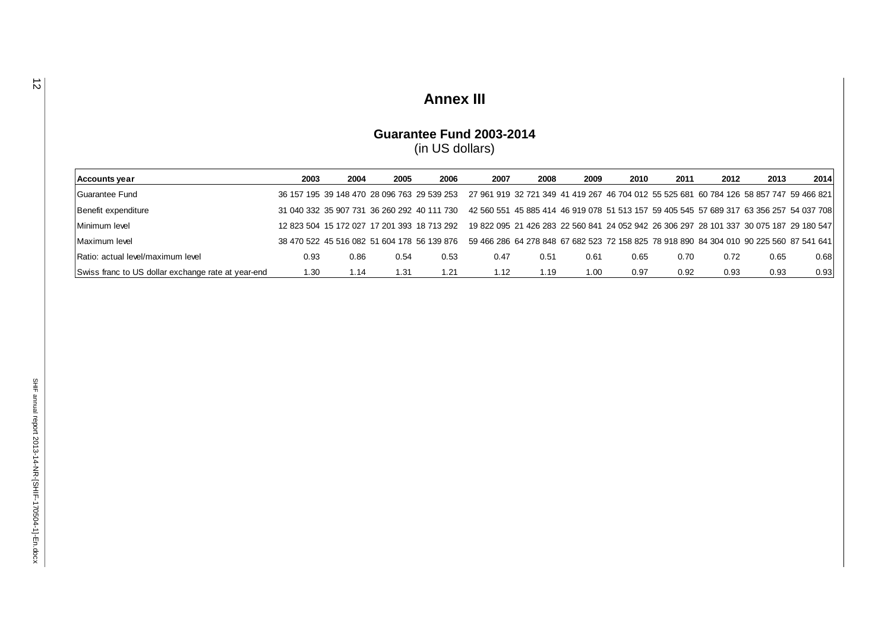# Annex III

## Guarantee Fund 2003-2014
(in US dollars)

| Accounts year | 2003 | 2004 | 2005 | 2006 | 2007 | 2008 | 2009 | 2010 | 2011 | 2012 | 2013 | 2014 |
|---|---|---|---|---|---|---|---|---|---|---|---|---|
| Guarantee Fund | 36 157 195 | 39 148 470 | 28 096 763 | 29 539 253 | 27 961 919 | 32 721 349 | 41 419 267 | 46 704 012 | 55 525 681 | 60 784 126 | 58 857 747 | 59 466 821 |
| Benefit expenditure | 31 040 332 | 35 907 731 | 36 260 292 | 40 111 730 | 42 560 551 | 45 885 414 | 46 919 078 | 51 513 157 | 59 405 545 | 57 689 317 | 63 356 257 | 54 037 708 |
| Minimum level | 12 823 504 | 15 172 027 | 17 201 393 | 18 713 292 | 19 822 095 | 21 426 283 | 22 560 841 | 24 052 942 | 26 306 297 | 28 101 337 | 30 075 187 | 29 180 547 |
| Maximum level | 38 470 522 | 45 516 082 | 51 604 178 | 56 139 876 | 59 466 286 | 64 278 848 | 67 682 523 | 72 158 825 | 78 918 890 | 84 304 010 | 90 225 560 | 87 541 641 |
| Ratio: actual level/maximum level | 0.93 | 0.86 | 0.54 | 0.53 | 0.47 | 0.51 | 0.61 | 0.65 | 0.70 | 0.72 | 0.65 | 0.68 |
| Swiss franc to US dollar exchange rate at year-end | 1.30 | 1.14 | 1.31 | 1.21 | 1.12 | 1.19 | 1.00 | 0.97 | 0.92 | 0.93 | 0.93 | 0.93 |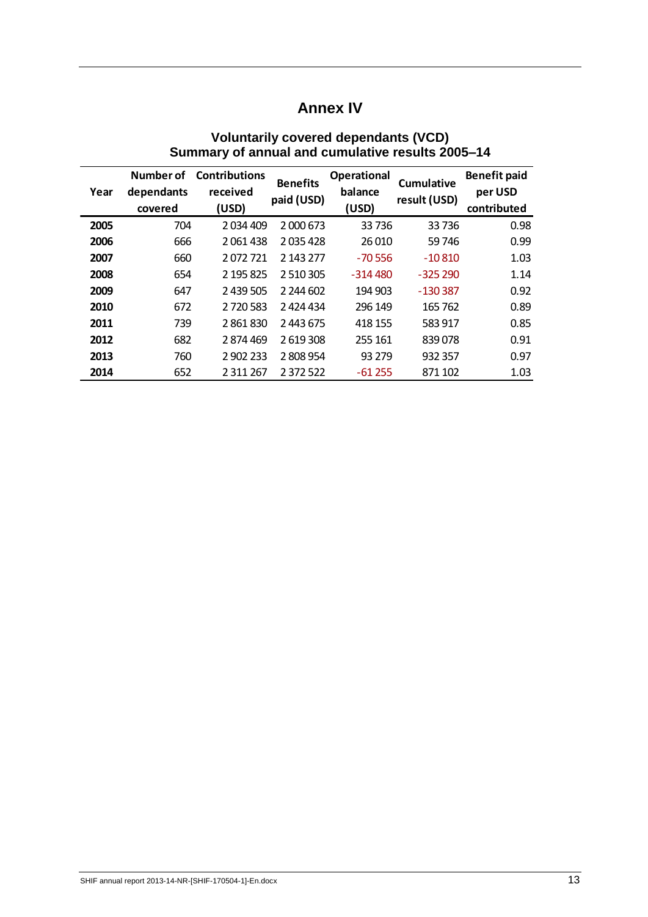# Annex IV

## Voluntarily covered dependants (VCD)
## Summary of annual and cumulative results 2005–14

| Year | Number of dependants covered | Contributions received (USD) | Benefits paid (USD) | Operational balance (USD) | Cumulative result (USD) | Benefit paid per USD contributed |
|---|---|---|---|---|---|---|
| **2005** | 704 | 2 034 409 | 2 000 673 | 33 736 | 33 736 | 0.98 |
| **2006** | 666 | 2 061 438 | 2 035 428 | 26 010 | 59 746 | 0.99 |
| **2007** | 660 | 2 072 721 | 2 143 277 | -70 556 | -10 810 | 1.03 |
| **2008** | 654 | 2 195 825 | 2 510 305 | -314 480 | -325 290 | 1.14 |
| **2009** | 647 | 2 439 505 | 2 244 602 | 194 903 | -130 387 | 0.92 |
| **2010** | 672 | 2 720 583 | 2 424 434 | 296 149 | 165 762 | 0.89 |
| **2011** | 739 | 2 861 830 | 2 443 675 | 418 155 | 583 917 | 0.85 |
| **2012** | 682 | 2 874 469 | 2 619 308 | 255 161 | 839 078 | 0.91 |
| **2013** | 760 | 2 902 233 | 2 808 954 | 93 279 | 932 357 | 0.97 |
| **2014** | 652 | 2 311 267 | 2 372 522 | -61 255 | 871 102 | 1.03 |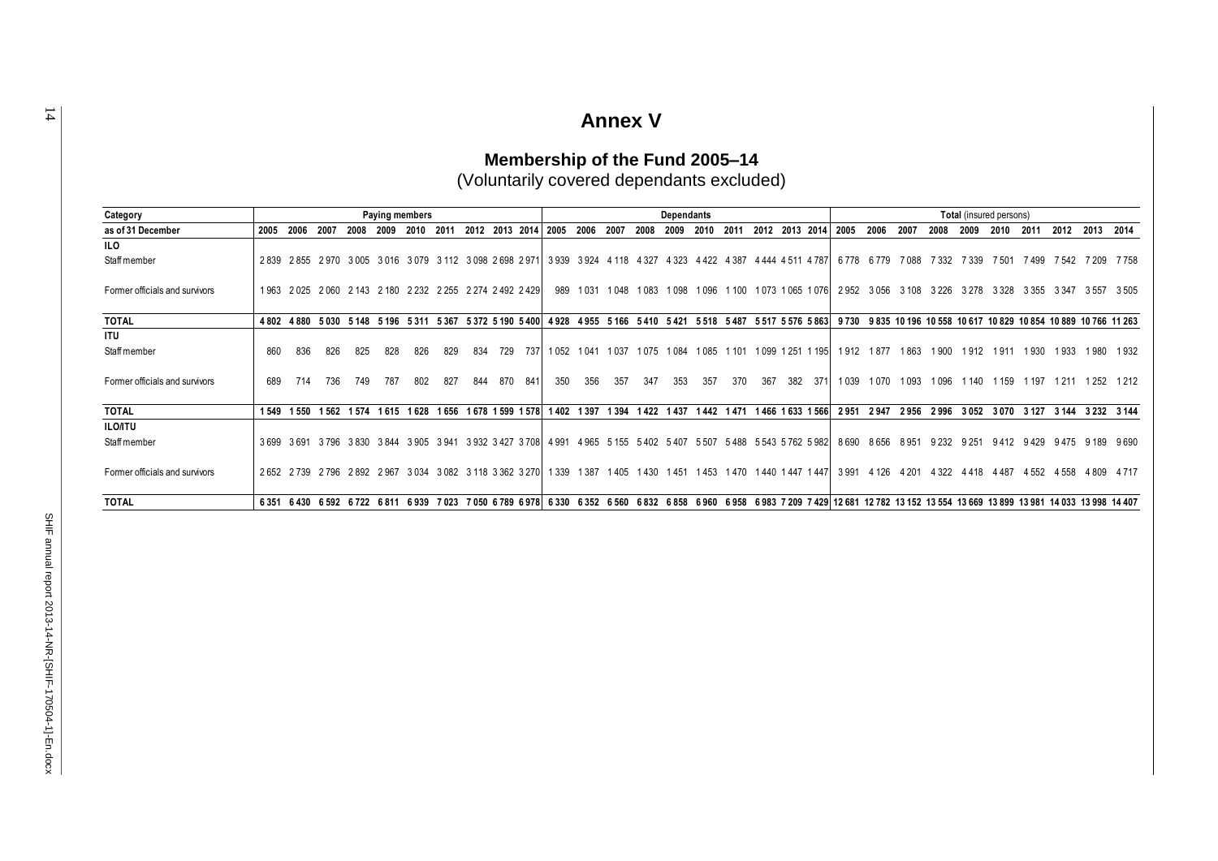# Annex V

## Membership of the Fund 2005–14

(Voluntarily covered dependants excluded)

| Category | Paying members | | | | | | | | | | Dependants | | | | | | | | | | Total (insured persons) | | | | | | | | | |
|---|---|---|---|---|---|---|---|---|---|---|---|---|---|---|---|---|---|---|---|---|---|---|---|---|---|---|---|---|---|---|
| as of 31 December | 2005 | 2006 | 2007 | 2008 | 2009 | 2010 | 2011 | 2012 | 2013 | 2014 | 2005 | 2006 | 2007 | 2008 | 2009 | 2010 | 2011 | 2012 | 2013 | 2014 | 2005 | 2006 | 2007 | 2008 | 2009 | 2010 | 2011 | 2012 | 2013 | 2014 |
| **ILO** | | | | | | | | | | | | | | | | | | | | | | | | | | | | | | |
| Staff member | 2 839 | 2 855 | 2 970 | 3 005 | 3 016 | 3 079 | 3 112 | 3 098 | 2 698 | 2 971 | 3 939 | 3 924 | 4 118 | 4 327 | 4 323 | 4 422 | 4 387 | 4 444 | 4 511 | 4 787 | 6 778 | 6 779 | 7 088 | 7 332 | 7 339 | 7 501 | 7 499 | 7 542 | 7 209 | 7 758 |
| Former officials and survivors | 1 963 | 2 025 | 2 060 | 2 143 | 2 180 | 2 232 | 2 255 | 2 274 | 2 492 | 2 429 | 989 | 1 031 | 1 048 | 1 083 | 1 098 | 1 096 | 1 100 | 1 073 | 1 065 | 1 076 | 2 952 | 3 056 | 3 108 | 3 226 | 3 278 | 3 328 | 3 355 | 3 347 | 3 557 | 3 505 |
| **TOTAL** | **4 802** | **4 880** | **5 030** | **5 148** | **5 196** | **5 311** | **5 367** | **5 372** | **5 190** | **5 400** | **4 928** | **4 955** | **5 166** | **5 410** | **5 421** | **5 518** | **5 487** | **5 517** | **5 576** | **5 863** | **9 730** | **9 835** | **10 196** | **10 558** | **10 617** | **10 829** | **10 854** | **10 889** | **10 766** | **11 263** |
| **ITU** | | | | | | | | | | | | | | | | | | | | | | | | | | | | | | |
| Staff member | 860 | 836 | 826 | 825 | 828 | 826 | 829 | 834 | 729 | 737 | 1 052 | 1 041 | 1 037 | 1 075 | 1 084 | 1 085 | 1 101 | 1 099 | 1 251 | 1 195 | 1 912 | 1 877 | 1 863 | 1 900 | 1 912 | 1 911 | 1 930 | 1 933 | 1 980 | 1 932 |
| Former officials and survivors | 689 | 714 | 736 | 749 | 787 | 802 | 827 | 844 | 870 | 841 | 350 | 356 | 357 | 347 | 353 | 357 | 370 | 367 | 382 | 371 | 1 039 | 1 070 | 1 093 | 1 096 | 1 140 | 1 159 | 1 197 | 1 211 | 1 252 | 1 212 |
| **TOTAL** | **1 549** | **1 550** | **1 562** | **1 574** | **1 615** | **1 628** | **1 656** | **1 678** | **1 599** | **1 578** | **1 402** | **1 397** | **1 394** | **1 422** | **1 437** | **1 442** | **1 471** | **1 466** | **1 633** | **1 566** | **2 951** | **2 947** | **2 956** | **2 996** | **3 052** | **3 070** | **3 127** | **3 144** | **3 232** | **3 144** |
| **ILO/ITU** | | | | | | | | | | | | | | | | | | | | | | | | | | | | | | |
| Staff member | 3 699 | 3 691 | 3 796 | 3 830 | 3 844 | 3 905 | 3 941 | 3 932 | 3 427 | 3 708 | 4 991 | 4 965 | 5 155 | 5 402 | 5 407 | 5 507 | 5 488 | 5 543 | 5 762 | 5 982 | 8 690 | 8 656 | 8 951 | 9 232 | 9 251 | 9 412 | 9 429 | 9 475 | 9 189 | 9 690 |
| Former officials and survivors | 2 652 | 2 739 | 2 796 | 2 892 | 2 967 | 3 034 | 3 082 | 3 118 | 3 362 | 3 270 | 1 339 | 1 387 | 1 405 | 1 430 | 1 451 | 1 453 | 1 470 | 1 440 | 1 447 | 1 447 | 3 991 | 4 126 | 4 201 | 4 322 | 4 418 | 4 487 | 4 552 | 4 558 | 4 809 | 4 717 |
| **TOTAL** | **6 351** | **6 430** | **6 592** | **6 722** | **6 811** | **6 939** | **7 023** | **7 050** | **6 789** | **6 978** | **6 330** | **6 352** | **6 560** | **6 832** | **6 858** | **6 960** | **6 958** | **6 983** | **7 209** | **7 429** | **12 681** | **12 782** | **13 152** | **13 554** | **13 669** | **13 899** | **13 981** | **14 033** | **13 998** | **14 407** |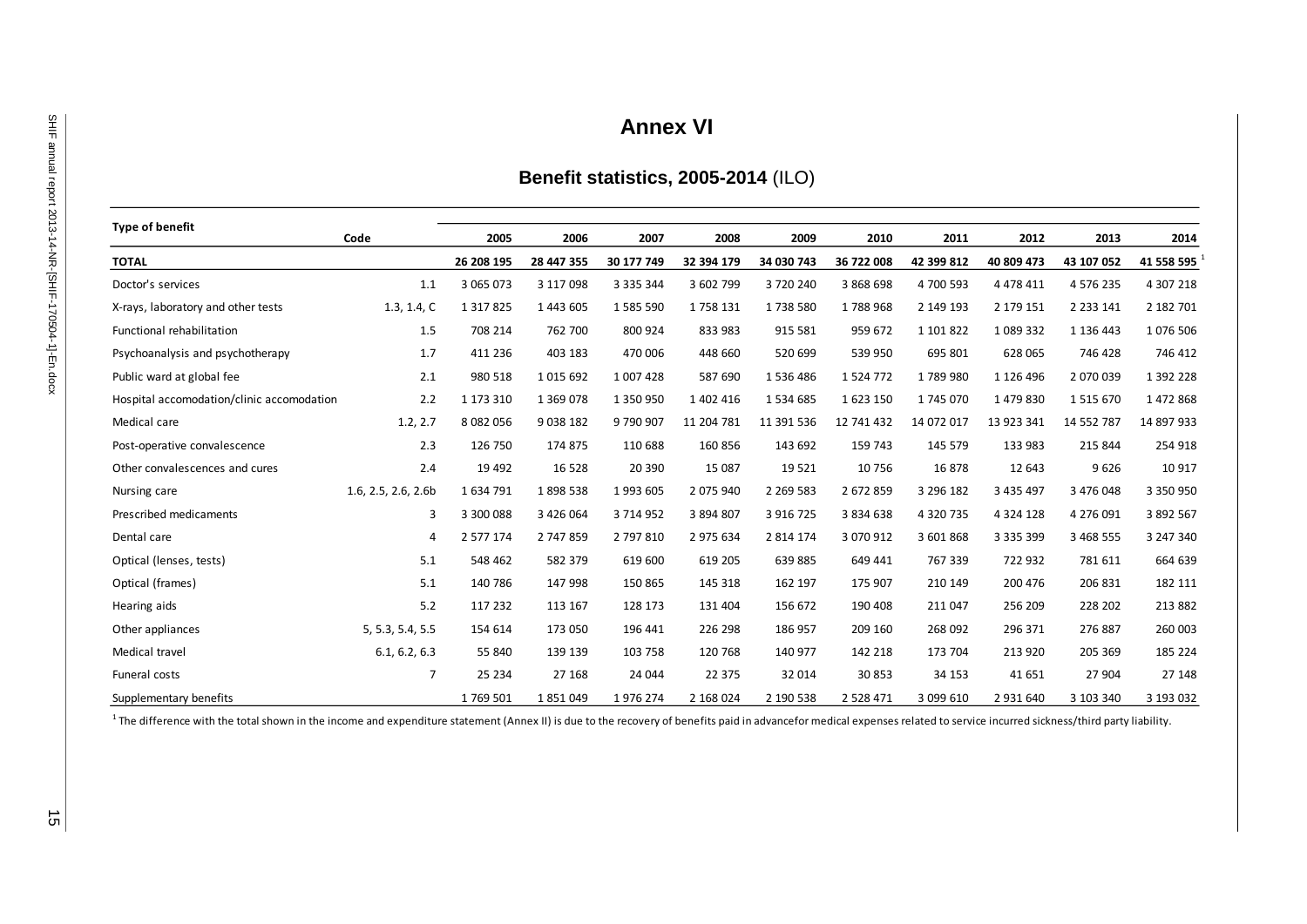# Annex VI

## Benefit statistics, 2005-2014 (ILO)

| Type of benefit | Code | 2005 | 2006 | 2007 | 2008 | 2009 | 2010 | 2011 | 2012 | 2013 | 2014 |
|---|---|---|---|---|---|---|---|---|---|---|---|
| **TOTAL** | | **26 208 195** | **28 447 355** | **30 177 749** | **32 394 179** | **34 030 743** | **36 722 008** | **42 399 812** | **40 809 473** | **43 107 052** | **41 558 595** [1] |
| Doctor's services | 1.1 | 3 065 073 | 3 117 098 | 3 335 344 | 3 602 799 | 3 720 240 | 3 868 698 | 4 700 593 | 4 478 411 | 4 576 235 | 4 307 218 |
| X-rays, laboratory and other tests | 1.3, 1.4, C | 1 317 825 | 1 443 605 | 1 585 590 | 1 758 131 | 1 738 580 | 1 788 968 | 2 149 193 | 2 179 151 | 2 233 141 | 2 182 701 |
| Functional rehabilitation | 1.5 | 708 214 | 762 700 | 800 924 | 833 983 | 915 581 | 959 672 | 1 101 822 | 1 089 332 | 1 136 443 | 1 076 506 |
| Psychoanalysis and psychotherapy | 1.7 | 411 236 | 403 183 | 470 006 | 448 660 | 520 699 | 539 950 | 695 801 | 628 065 | 746 428 | 746 412 |
| Public ward at global fee | 2.1 | 980 518 | 1 015 692 | 1 007 428 | 587 690 | 1 536 486 | 1 524 772 | 1 789 980 | 1 126 496 | 2 070 039 | 1 392 228 |
| Hospital accomodation/clinic accomodation | 2.2 | 1 173 310 | 1 369 078 | 1 350 950 | 1 402 416 | 1 534 685 | 1 623 150 | 1 745 070 | 1 479 830 | 1 515 670 | 1 472 868 |
| Medical care | 1.2, 2.7 | 8 082 056 | 9 038 182 | 9 790 907 | 11 204 781 | 11 391 536 | 12 741 432 | 14 072 017 | 13 923 341 | 14 552 787 | 14 897 933 |
| Post-operative convalescence | 2.3 | 126 750 | 174 875 | 110 688 | 160 856 | 143 692 | 159 743 | 145 579 | 133 983 | 215 844 | 254 918 |
| Other convalescences and cures | 2.4 | 19 492 | 16 528 | 20 390 | 15 087 | 19 521 | 10 756 | 16 878 | 12 643 | 9 626 | 10 917 |
| Nursing care | 1.6, 2.5, 2.6, 2.6b | 1 634 791 | 1 898 538 | 1 993 605 | 2 075 940 | 2 269 583 | 2 672 859 | 3 296 182 | 3 435 497 | 3 476 048 | 3 350 950 |
| Prescribed medicaments | 3 | 3 300 088 | 3 426 064 | 3 714 952 | 3 894 807 | 3 916 725 | 3 834 638 | 4 320 735 | 4 324 128 | 4 276 091 | 3 892 567 |
| Dental care | 4 | 2 577 174 | 2 747 859 | 2 797 810 | 2 975 634 | 2 814 174 | 3 070 912 | 3 601 868 | 3 335 399 | 3 468 555 | 3 247 340 |
| Optical (lenses, tests) | 5.1 | 548 462 | 582 379 | 619 600 | 619 205 | 639 885 | 649 441 | 767 339 | 722 932 | 781 611 | 664 639 |
| Optical (frames) | 5.1 | 140 786 | 147 998 | 150 865 | 145 318 | 162 197 | 175 907 | 210 149 | 200 476 | 206 831 | 182 111 |
| Hearing aids | 5.2 | 117 232 | 113 167 | 128 173 | 131 404 | 156 672 | 190 408 | 211 047 | 256 209 | 228 202 | 213 882 |
| Other appliances | 5, 5.3, 5.4, 5.5 | 154 614 | 173 050 | 196 441 | 226 298 | 186 957 | 209 160 | 268 092 | 296 371 | 276 887 | 260 003 |
| Medical travel | 6.1, 6.2, 6.3 | 55 840 | 139 139 | 103 758 | 120 768 | 140 977 | 142 218 | 173 704 | 213 920 | 205 369 | 185 224 |
| Funeral costs | 7 | 25 234 | 27 168 | 24 044 | 22 375 | 32 014 | 30 853 | 34 153 | 41 651 | 27 904 | 27 148 |
| Supplementary benefits | | 1 769 501 | 1 851 049 | 1 976 274 | 2 168 024 | 2 190 538 | 2 528 471 | 3 099 610 | 2 931 640 | 3 103 340 | 3 193 032 |

[1] The difference with the total shown in the income and expenditure statement (Annex II) is due to the recovery of benefits paid in advancefor medical expenses related to service incurred sickness/third party liability.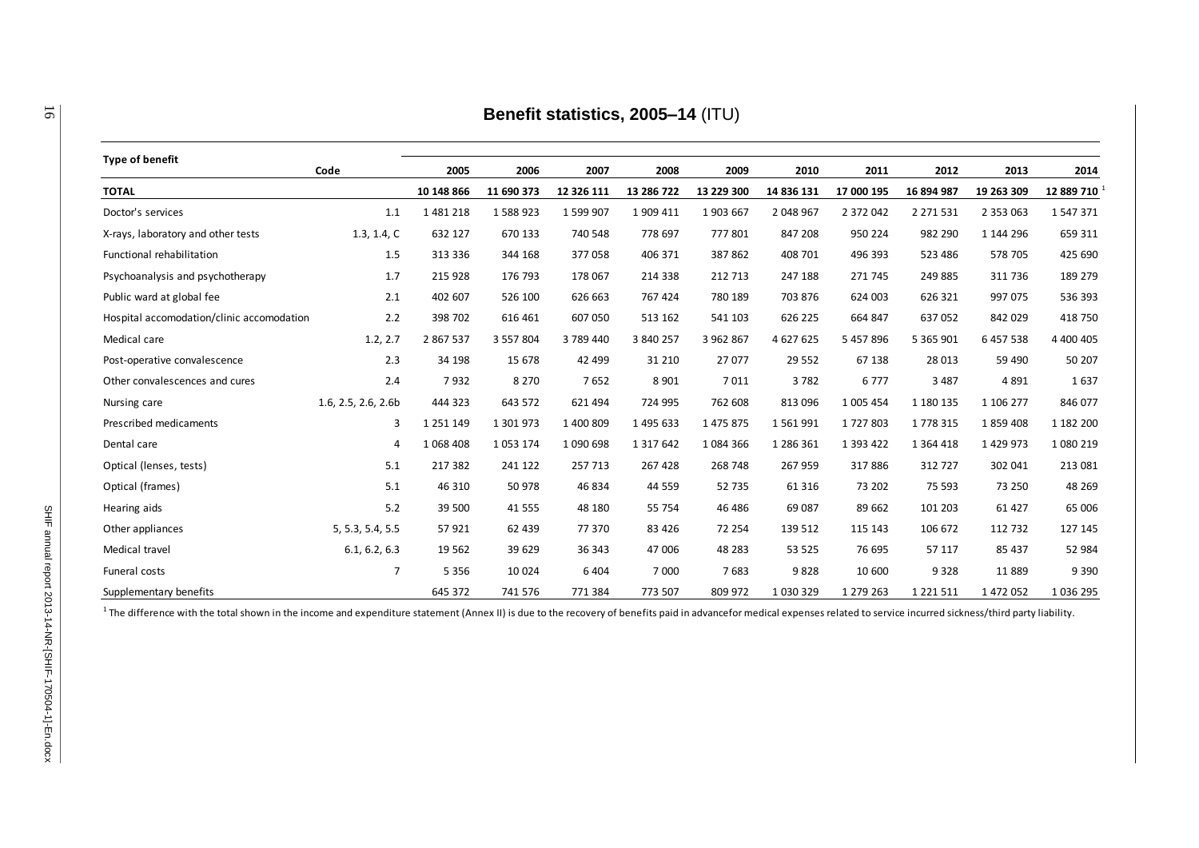## Benefit statistics, 2005–14 (ITU)

| Type of benefit | Code | 2005 | 2006 | 2007 | 2008 | 2009 | 2010 | 2011 | 2012 | 2013 | 2014 |
|---|---|---|---|---|---|---|---|---|---|---|---|
| **TOTAL** | | **10 148 866** | **11 690 373** | **12 326 111** | **13 286 722** | **13 229 300** | **14 836 131** | **17 000 195** | **16 894 987** | **19 263 309** | **12 889 710** [1] |
| Doctor's services | 1.1 | 1 481 218 | 1 588 923 | 1 599 907 | 1 909 411 | 1 903 667 | 2 048 967 | 2 372 042 | 2 271 531 | 2 353 063 | 1 547 371 |
| X-rays, laboratory and other tests | 1.3, 1.4, C | 632 127 | 670 133 | 740 548 | 778 697 | 777 801 | 847 208 | 950 224 | 982 290 | 1 144 296 | 659 311 |
| Functional rehabilitation | 1.5 | 313 336 | 344 168 | 377 058 | 406 371 | 387 862 | 408 701 | 496 393 | 523 486 | 578 705 | 425 690 |
| Psychoanalysis and psychotherapy | 1.7 | 215 928 | 176 793 | 178 067 | 214 338 | 212 713 | 247 188 | 271 745 | 249 885 | 311 736 | 189 279 |
| Public ward at global fee | 2.1 | 402 607 | 526 100 | 626 663 | 767 424 | 780 189 | 703 876 | 624 003 | 626 321 | 997 075 | 536 393 |
| Hospital accomodation/clinic accomodation | 2.2 | 398 702 | 616 461 | 607 050 | 513 162 | 541 103 | 626 225 | 664 847 | 637 052 | 842 029 | 418 750 |
| Medical care | 1.2, 2.7 | 2 867 537 | 3 557 804 | 3 789 440 | 3 840 257 | 3 962 867 | 4 627 625 | 5 457 896 | 5 365 901 | 6 457 538 | 4 400 405 |
| Post-operative convalescence | 2.3 | 34 198 | 15 678 | 42 499 | 31 210 | 27 077 | 29 552 | 67 138 | 28 013 | 59 490 | 50 207 |
| Other convalescences and cures | 2.4 | 7 932 | 8 270 | 7 652 | 8 901 | 7 011 | 3 782 | 6 777 | 3 487 | 4 891 | 1 637 |
| Nursing care | 1.6, 2.5, 2.6, 2.6b | 444 323 | 643 572 | 621 494 | 724 995 | 762 608 | 813 096 | 1 005 454 | 1 180 135 | 1 106 277 | 846 077 |
| Prescribed medicaments | 3 | 1 251 149 | 1 301 973 | 1 400 809 | 1 495 633 | 1 475 875 | 1 561 991 | 1 727 803 | 1 778 315 | 1 859 408 | 1 182 200 |
| Dental care | 4 | 1 068 408 | 1 053 174 | 1 090 698 | 1 317 642 | 1 084 366 | 1 286 361 | 1 393 422 | 1 364 418 | 1 429 973 | 1 080 219 |
| Optical (lenses, tests) | 5.1 | 217 382 | 241 122 | 257 713 | 267 428 | 268 748 | 267 959 | 317 886 | 312 727 | 302 041 | 213 081 |
| Optical (frames) | 5.1 | 46 310 | 50 978 | 46 834 | 44 559 | 52 735 | 61 316 | 73 202 | 75 593 | 73 250 | 48 269 |
| Hearing aids | 5.2 | 39 500 | 41 555 | 48 180 | 55 754 | 46 486 | 69 087 | 89 662 | 101 203 | 61 427 | 65 006 |
| Other appliances | 5, 5.3, 5.4, 5.5 | 57 921 | 62 439 | 77 370 | 83 426 | 72 254 | 139 512 | 115 143 | 106 672 | 112 732 | 127 145 |
| Medical travel | 6.1, 6.2, 6.3 | 19 562 | 39 629 | 36 343 | 47 006 | 48 283 | 53 525 | 76 695 | 57 117 | 85 437 | 52 984 |
| Funeral costs | 7 | 5 356 | 10 024 | 6 404 | 7 000 | 7 683 | 9 828 | 10 600 | 9 328 | 11 889 | 9 390 |
| Supplementary benefits | | 645 372 | 741 576 | 771 384 | 773 507 | 809 972 | 1 030 329 | 1 279 263 | 1 221 511 | 1 472 052 | 1 036 295 |

[1] The difference with the total shown in the income and expenditure statement (Annex II) is due to the recovery of benefits paid in advancefor medical expenses related to service incurred sickness/third party liability.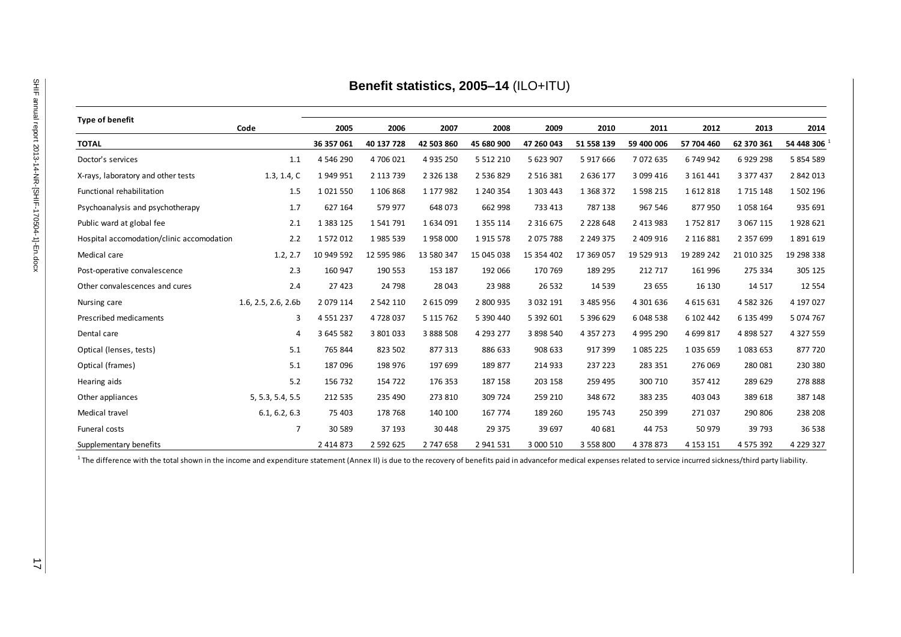## **Benefit statistics, 2005–14** (ILO+ITU)

| Type of benefit | Code | 2005 | 2006 | 2007 | 2008 | 2009 | 2010 | 2011 | 2012 | 2013 | 2014 |
|---|---|---|---|---|---|---|---|---|---|---|---|
| **TOTAL** | | **36 357 061** | **40 137 728** | **42 503 860** | **45 680 900** | **47 260 043** | **51 558 139** | **59 400 006** | **57 704 460** | **62 370 361** | **54 448 306** [1] |
| Doctor's services | 1.1 | 4 546 290 | 4 706 021 | 4 935 250 | 5 512 210 | 5 623 907 | 5 917 666 | 7 072 635 | 6 749 942 | 6 929 298 | 5 854 589 |
| X-rays, laboratory and other tests | 1.3, 1.4, C | 1 949 951 | 2 113 739 | 2 326 138 | 2 536 829 | 2 516 381 | 2 636 177 | 3 099 416 | 3 161 441 | 3 377 437 | 2 842 013 |
| Functional rehabilitation | 1.5 | 1 021 550 | 1 106 868 | 1 177 982 | 1 240 354 | 1 303 443 | 1 368 372 | 1 598 215 | 1 612 818 | 1 715 148 | 1 502 196 |
| Psychoanalysis and psychotherapy | 1.7 | 627 164 | 579 977 | 648 073 | 662 998 | 733 413 | 787 138 | 967 546 | 877 950 | 1 058 164 | 935 691 |
| Public ward at global fee | 2.1 | 1 383 125 | 1 541 791 | 1 634 091 | 1 355 114 | 2 316 675 | 2 228 648 | 2 413 983 | 1 752 817 | 3 067 115 | 1 928 621 |
| Hospital accomodation/clinic accomodation | 2.2 | 1 572 012 | 1 985 539 | 1 958 000 | 1 915 578 | 2 075 788 | 2 249 375 | 2 409 916 | 2 116 881 | 2 357 699 | 1 891 619 |
| Medical care | 1.2, 2.7 | 10 949 592 | 12 595 986 | 13 580 347 | 15 045 038 | 15 354 402 | 17 369 057 | 19 529 913 | 19 289 242 | 21 010 325 | 19 298 338 |
| Post-operative convalescence | 2.3 | 160 947 | 190 553 | 153 187 | 192 066 | 170 769 | 189 295 | 212 717 | 161 996 | 275 334 | 305 125 |
| Other convalescences and cures | 2.4 | 27 423 | 24 798 | 28 043 | 23 988 | 26 532 | 14 539 | 23 655 | 16 130 | 14 517 | 12 554 |
| Nursing care | 1.6, 2.5, 2.6, 2.6b | 2 079 114 | 2 542 110 | 2 615 099 | 2 800 935 | 3 032 191 | 3 485 956 | 4 301 636 | 4 615 631 | 4 582 326 | 4 197 027 |
| Prescribed medicaments | 3 | 4 551 237 | 4 728 037 | 5 115 762 | 5 390 440 | 5 392 601 | 5 396 629 | 6 048 538 | 6 102 442 | 6 135 499 | 5 074 767 |
| Dental care | 4 | 3 645 582 | 3 801 033 | 3 888 508 | 4 293 277 | 3 898 540 | 4 357 273 | 4 995 290 | 4 699 817 | 4 898 527 | 4 327 559 |
| Optical (lenses, tests) | 5.1 | 765 844 | 823 502 | 877 313 | 886 633 | 908 633 | 917 399 | 1 085 225 | 1 035 659 | 1 083 653 | 877 720 |
| Optical (frames) | 5.1 | 187 096 | 198 976 | 197 699 | 189 877 | 214 933 | 237 223 | 283 351 | 276 069 | 280 081 | 230 380 |
| Hearing aids | 5.2 | 156 732 | 154 722 | 176 353 | 187 158 | 203 158 | 259 495 | 300 710 | 357 412 | 289 629 | 278 888 |
| Other appliances | 5, 5.3, 5.4, 5.5 | 212 535 | 235 490 | 273 810 | 309 724 | 259 210 | 348 672 | 383 235 | 403 043 | 389 618 | 387 148 |
| Medical travel | 6.1, 6.2, 6.3 | 75 403 | 178 768 | 140 100 | 167 774 | 189 260 | 195 743 | 250 399 | 271 037 | 290 806 | 238 208 |
| Funeral costs | 7 | 30 589 | 37 193 | 30 448 | 29 375 | 39 697 | 40 681 | 44 753 | 50 979 | 39 793 | 36 538 |
| Supplementary benefits | | 2 414 873 | 2 592 625 | 2 747 658 | 2 941 531 | 3 000 510 | 3 558 800 | 4 378 873 | 4 153 151 | 4 575 392 | 4 229 327 |

[1] The difference with the total shown in the income and expenditure statement (Annex II) is due to the recovery of benefits paid in advancefor medical expenses related to service incurred sickness/third party liability.